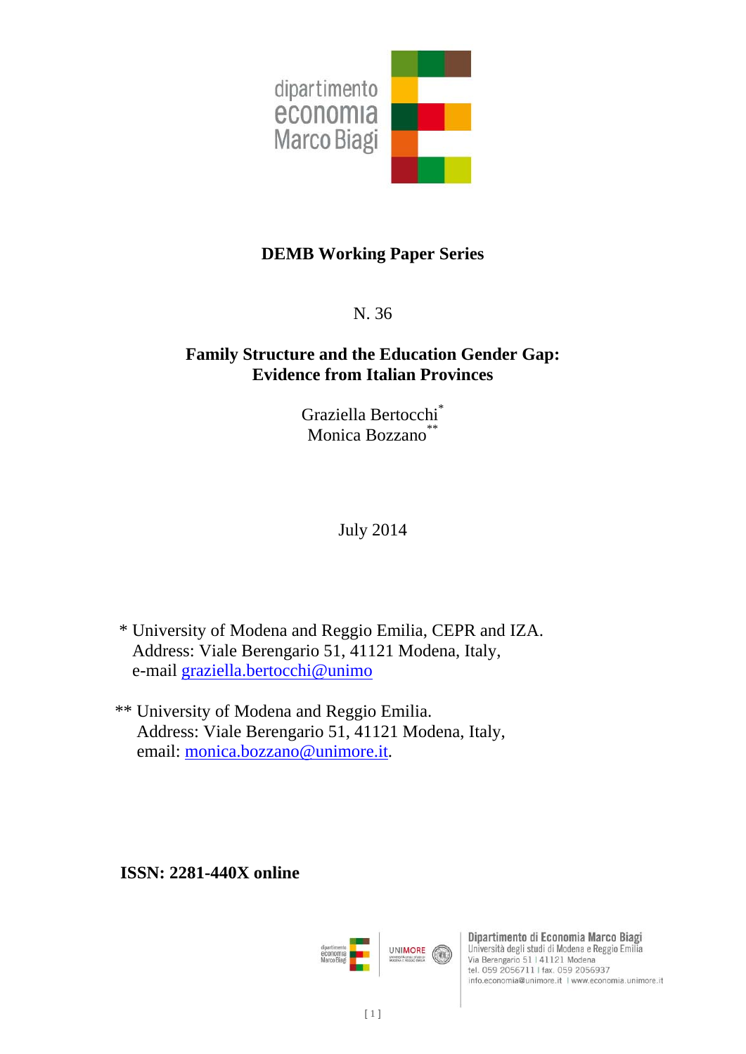dipartimento
economia
Marco Biagi

**DEMB Working Paper Series**

N. 36

# Family Structure and the Education Gender Gap: Evidence from Italian Provinces

Graziella Bertocchi*
Monica Bozzano**

July 2014

\* University of Modena and Reggio Emilia, CEPR and IZA.
Address: Viale Berengario 51, 41121 Modena, Italy,
e-mail graziella.bertocchi@unimo

\*\* University of Modena and Reggio Emilia.
Address: Viale Berengario 51, 41121 Modena, Italy,
email: monica.bozzano@unimore.it.

**ISSN: 2281-440X online**

Dipartimento di Economia Marco Biagi
Università degli studi di Modena e Reggio Emilia
Via Berengario 51 | 41121 Modena
tel. 059 2056711 | fax. 059 2056937
info.economia@unimore.it | www.economia.unimore.it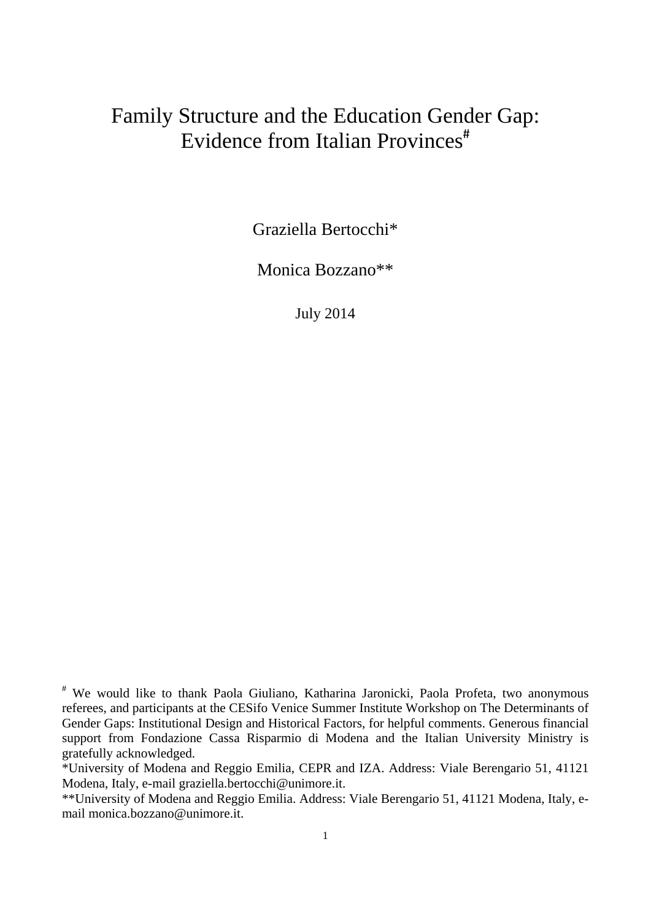# Family Structure and the Education Gender Gap: Evidence from Italian Provinces[#]

Graziella Bertocchi*

Monica Bozzano**

July 2014

[#] We would like to thank Paola Giuliano, Katharina Jaronicki, Paola Profeta, two anonymous referees, and participants at the CESifo Venice Summer Institute Workshop on The Determinants of Gender Gaps: Institutional Design and Historical Factors, for helpful comments. Generous financial support from Fondazione Cassa Risparmio di Modena and the Italian University Ministry is gratefully acknowledged.

*University of Modena and Reggio Emilia, CEPR and IZA. Address: Viale Berengario 51, 41121 Modena, Italy, e-mail graziella.bertocchi@unimore.it.

**University of Modena and Reggio Emilia. Address: Viale Berengario 51, 41121 Modena, Italy, e-mail monica.bozzano@unimore.it.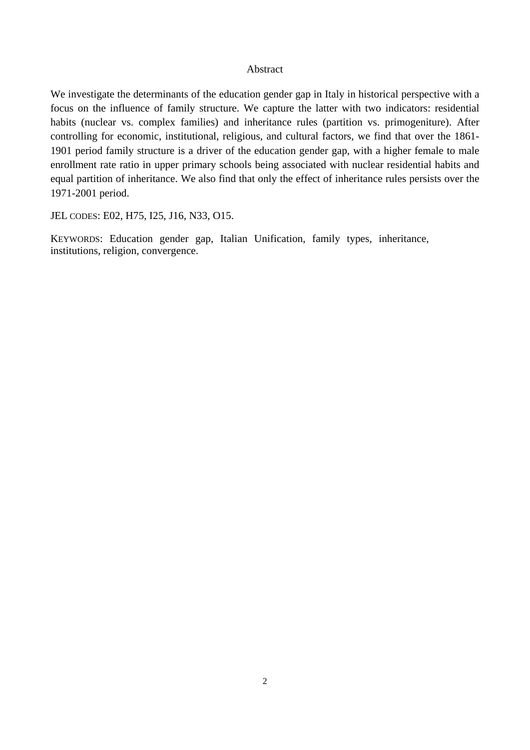## Abstract

We investigate the determinants of the education gender gap in Italy in historical perspective with a focus on the influence of family structure. We capture the latter with two indicators: residential habits (nuclear vs. complex families) and inheritance rules (partition vs. primogeniture). After controlling for economic, institutional, religious, and cultural factors, we find that over the 1861-1901 period family structure is a driver of the education gender gap, with a higher female to male enrollment rate ratio in upper primary schools being associated with nuclear residential habits and equal partition of inheritance. We also find that only the effect of inheritance rules persists over the 1971-2001 period.

JEL CODES: E02, H75, I25, J16, N33, O15.

KEYWORDS: Education gender gap, Italian Unification, family types, inheritance, institutions, religion, convergence.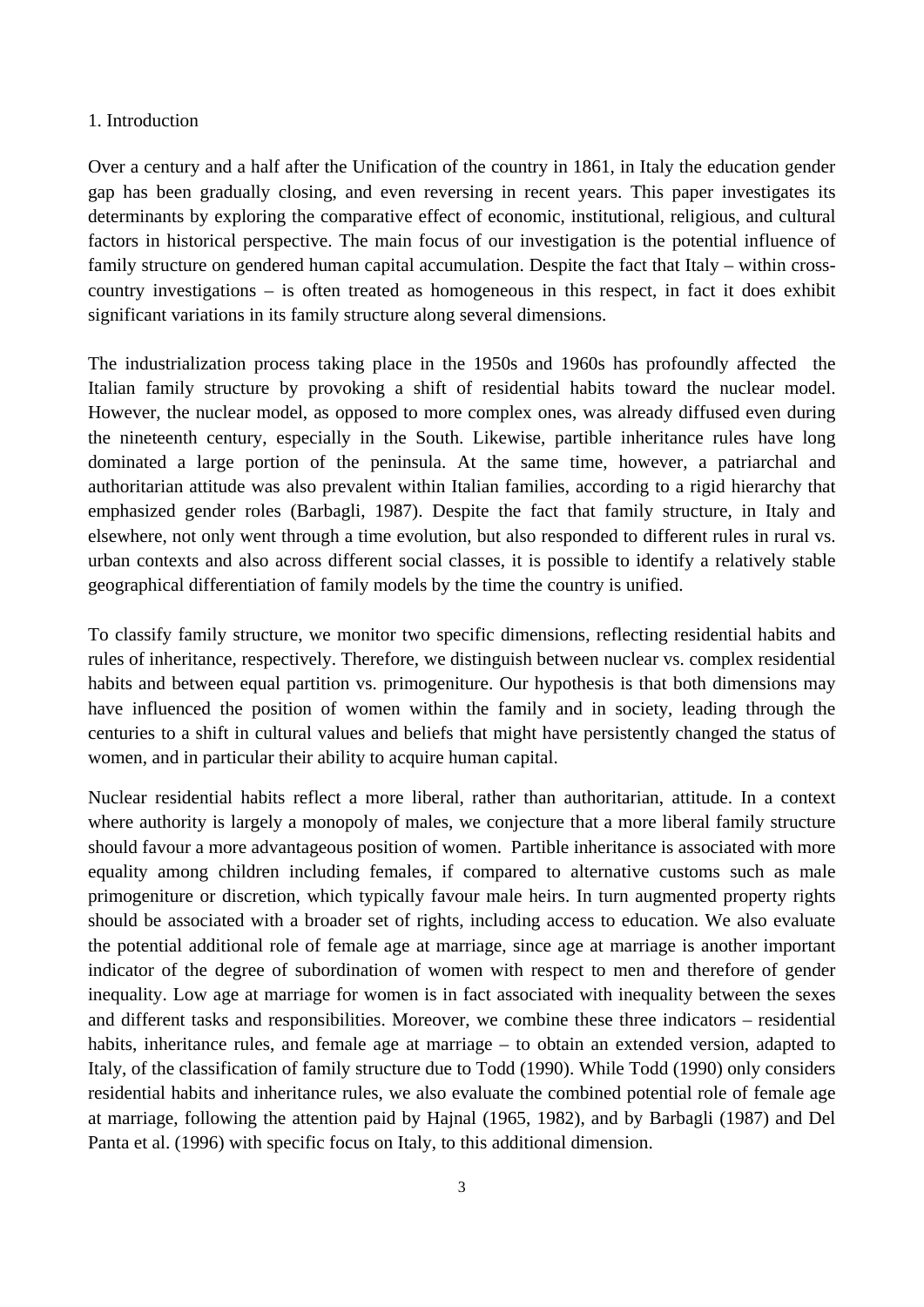## 1. Introduction

Over a century and a half after the Unification of the country in 1861, in Italy the education gender gap has been gradually closing, and even reversing in recent years. This paper investigates its determinants by exploring the comparative effect of economic, institutional, religious, and cultural factors in historical perspective. The main focus of our investigation is the potential influence of family structure on gendered human capital accumulation. Despite the fact that Italy – within cross-country investigations – is often treated as homogeneous in this respect, in fact it does exhibit significant variations in its family structure along several dimensions.

The industrialization process taking place in the 1950s and 1960s has profoundly affected the Italian family structure by provoking a shift of residential habits toward the nuclear model. However, the nuclear model, as opposed to more complex ones, was already diffused even during the nineteenth century, especially in the South. Likewise, partible inheritance rules have long dominated a large portion of the peninsula. At the same time, however, a patriarchal and authoritarian attitude was also prevalent within Italian families, according to a rigid hierarchy that emphasized gender roles (Barbagli, 1987). Despite the fact that family structure, in Italy and elsewhere, not only went through a time evolution, but also responded to different rules in rural vs. urban contexts and also across different social classes, it is possible to identify a relatively stable geographical differentiation of family models by the time the country is unified.

To classify family structure, we monitor two specific dimensions, reflecting residential habits and rules of inheritance, respectively. Therefore, we distinguish between nuclear vs. complex residential habits and between equal partition vs. primogeniture. Our hypothesis is that both dimensions may have influenced the position of women within the family and in society, leading through the centuries to a shift in cultural values and beliefs that might have persistently changed the status of women, and in particular their ability to acquire human capital.

Nuclear residential habits reflect a more liberal, rather than authoritarian, attitude. In a context where authority is largely a monopoly of males, we conjecture that a more liberal family structure should favour a more advantageous position of women. Partible inheritance is associated with more equality among children including females, if compared to alternative customs such as male primogeniture or discretion, which typically favour male heirs. In turn augmented property rights should be associated with a broader set of rights, including access to education. We also evaluate the potential additional role of female age at marriage, since age at marriage is another important indicator of the degree of subordination of women with respect to men and therefore of gender inequality. Low age at marriage for women is in fact associated with inequality between the sexes and different tasks and responsibilities. Moreover, we combine these three indicators – residential habits, inheritance rules, and female age at marriage – to obtain an extended version, adapted to Italy, of the classification of family structure due to Todd (1990). While Todd (1990) only considers residential habits and inheritance rules, we also evaluate the combined potential role of female age at marriage, following the attention paid by Hajnal (1965, 1982), and by Barbagli (1987) and Del Panta et al. (1996) with specific focus on Italy, to this additional dimension.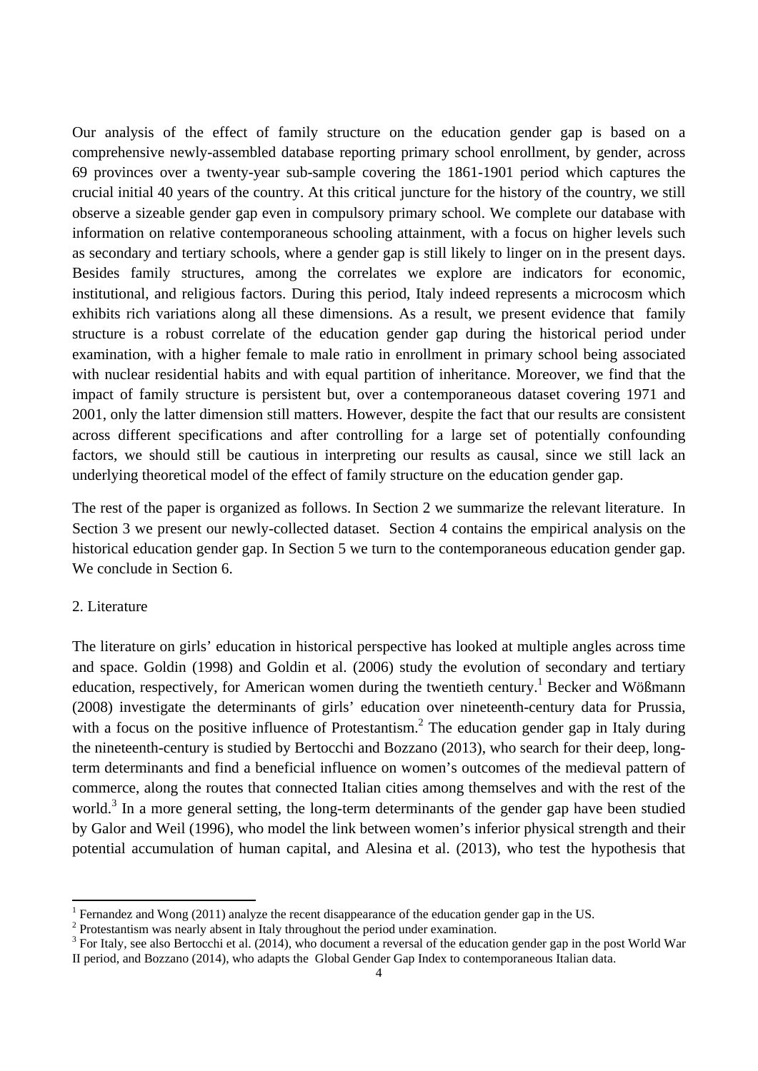Our analysis of the effect of family structure on the education gender gap is based on a comprehensive newly-assembled database reporting primary school enrollment, by gender, across 69 provinces over a twenty-year sub-sample covering the 1861-1901 period which captures the crucial initial 40 years of the country. At this critical juncture for the history of the country, we still observe a sizeable gender gap even in compulsory primary school. We complete our database with information on relative contemporaneous schooling attainment, with a focus on higher levels such as secondary and tertiary schools, where a gender gap is still likely to linger on in the present days. Besides family structures, among the correlates we explore are indicators for economic, institutional, and religious factors. During this period, Italy indeed represents a microcosm which exhibits rich variations along all these dimensions. As a result, we present evidence that family structure is a robust correlate of the education gender gap during the historical period under examination, with a higher female to male ratio in enrollment in primary school being associated with nuclear residential habits and with equal partition of inheritance. Moreover, we find that the impact of family structure is persistent but, over a contemporaneous dataset covering 1971 and 2001, only the latter dimension still matters. However, despite the fact that our results are consistent across different specifications and after controlling for a large set of potentially confounding factors, we should still be cautious in interpreting our results as causal, since we still lack an underlying theoretical model of the effect of family structure on the education gender gap.

The rest of the paper is organized as follows. In Section 2 we summarize the relevant literature. In Section 3 we present our newly-collected dataset. Section 4 contains the empirical analysis on the historical education gender gap. In Section 5 we turn to the contemporaneous education gender gap. We conclude in Section 6.

## 2. Literature

The literature on girls' education in historical perspective has looked at multiple angles across time and space. Goldin (1998) and Goldin et al. (2006) study the evolution of secondary and tertiary education, respectively, for American women during the twentieth century.[1] Becker and Wößmann (2008) investigate the determinants of girls' education over nineteenth-century data for Prussia, with a focus on the positive influence of Protestantism.[2] The education gender gap in Italy during the nineteenth-century is studied by Bertocchi and Bozzano (2013), who search for their deep, long-term determinants and find a beneficial influence on women's outcomes of the medieval pattern of commerce, along the routes that connected Italian cities among themselves and with the rest of the world.[3] In a more general setting, the long-term determinants of the gender gap have been studied by Galor and Weil (1996), who model the link between women's inferior physical strength and their potential accumulation of human capital, and Alesina et al. (2013), who test the hypothesis that

[1] Fernandez and Wong (2011) analyze the recent disappearance of the education gender gap in the US.

[2] Protestantism was nearly absent in Italy throughout the period under examination.

[3] For Italy, see also Bertocchi et al. (2014), who document a reversal of the education gender gap in the post World War II period, and Bozzano (2014), who adapts the Global Gender Gap Index to contemporaneous Italian data.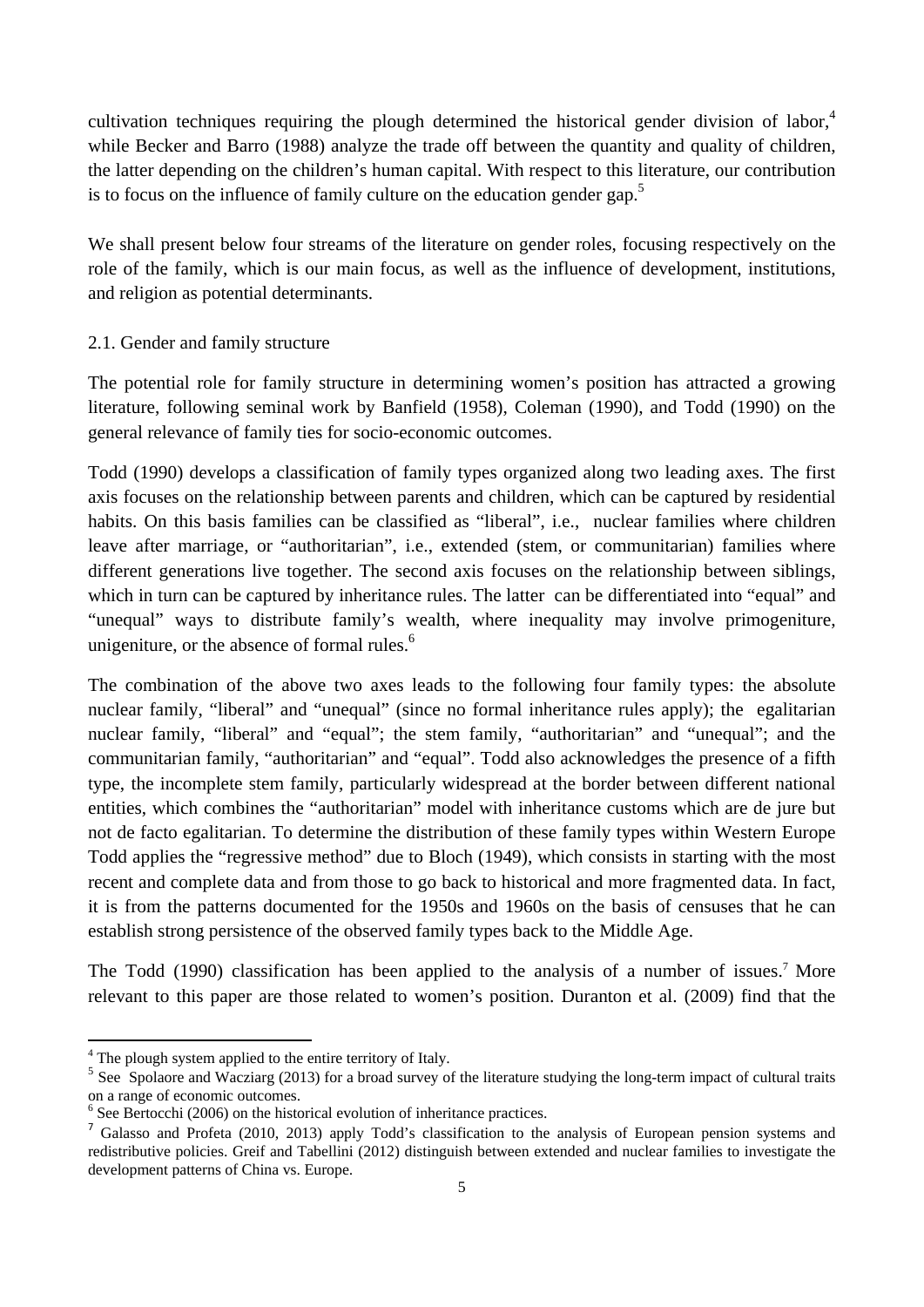cultivation techniques requiring the plough determined the historical gender division of labor,[4] while Becker and Barro (1988) analyze the trade off between the quantity and quality of children, the latter depending on the children's human capital. With respect to this literature, our contribution is to focus on the influence of family culture on the education gender gap.[5]

We shall present below four streams of the literature on gender roles, focusing respectively on the role of the family, which is our main focus, as well as the influence of development, institutions, and religion as potential determinants.

## 2.1. Gender and family structure

The potential role for family structure in determining women's position has attracted a growing literature, following seminal work by Banfield (1958), Coleman (1990), and Todd (1990) on the general relevance of family ties for socio-economic outcomes.

Todd (1990) develops a classification of family types organized along two leading axes. The first axis focuses on the relationship between parents and children, which can be captured by residential habits. On this basis families can be classified as "liberal", i.e., nuclear families where children leave after marriage, or "authoritarian", i.e., extended (stem, or communitarian) families where different generations live together. The second axis focuses on the relationship between siblings, which in turn can be captured by inheritance rules. The latter can be differentiated into "equal" and "unequal" ways to distribute family's wealth, where inequality may involve primogeniture, unigeniture, or the absence of formal rules.[6]

The combination of the above two axes leads to the following four family types: the absolute nuclear family, "liberal" and "unequal" (since no formal inheritance rules apply); the egalitarian nuclear family, "liberal" and "equal"; the stem family, "authoritarian" and "unequal"; and the communitarian family, "authoritarian" and "equal". Todd also acknowledges the presence of a fifth type, the incomplete stem family, particularly widespread at the border between different national entities, which combines the "authoritarian" model with inheritance customs which are de jure but not de facto egalitarian. To determine the distribution of these family types within Western Europe Todd applies the "regressive method" due to Bloch (1949), which consists in starting with the most recent and complete data and from those to go back to historical and more fragmented data. In fact, it is from the patterns documented for the 1950s and 1960s on the basis of censuses that he can establish strong persistence of the observed family types back to the Middle Age.

The Todd (1990) classification has been applied to the analysis of a number of issues.[7] More relevant to this paper are those related to women's position. Duranton et al. (2009) find that the

---

[4] The plough system applied to the entire territory of Italy.

[5] See Spolaore and Wacziarg (2013) for a broad survey of the literature studying the long-term impact of cultural traits on a range of economic outcomes.

[6] See Bertocchi (2006) on the historical evolution of inheritance practices.

[7] Galasso and Profeta (2010, 2013) apply Todd's classification to the analysis of European pension systems and redistributive policies. Greif and Tabellini (2012) distinguish between extended and nuclear families to investigate the development patterns of China vs. Europe.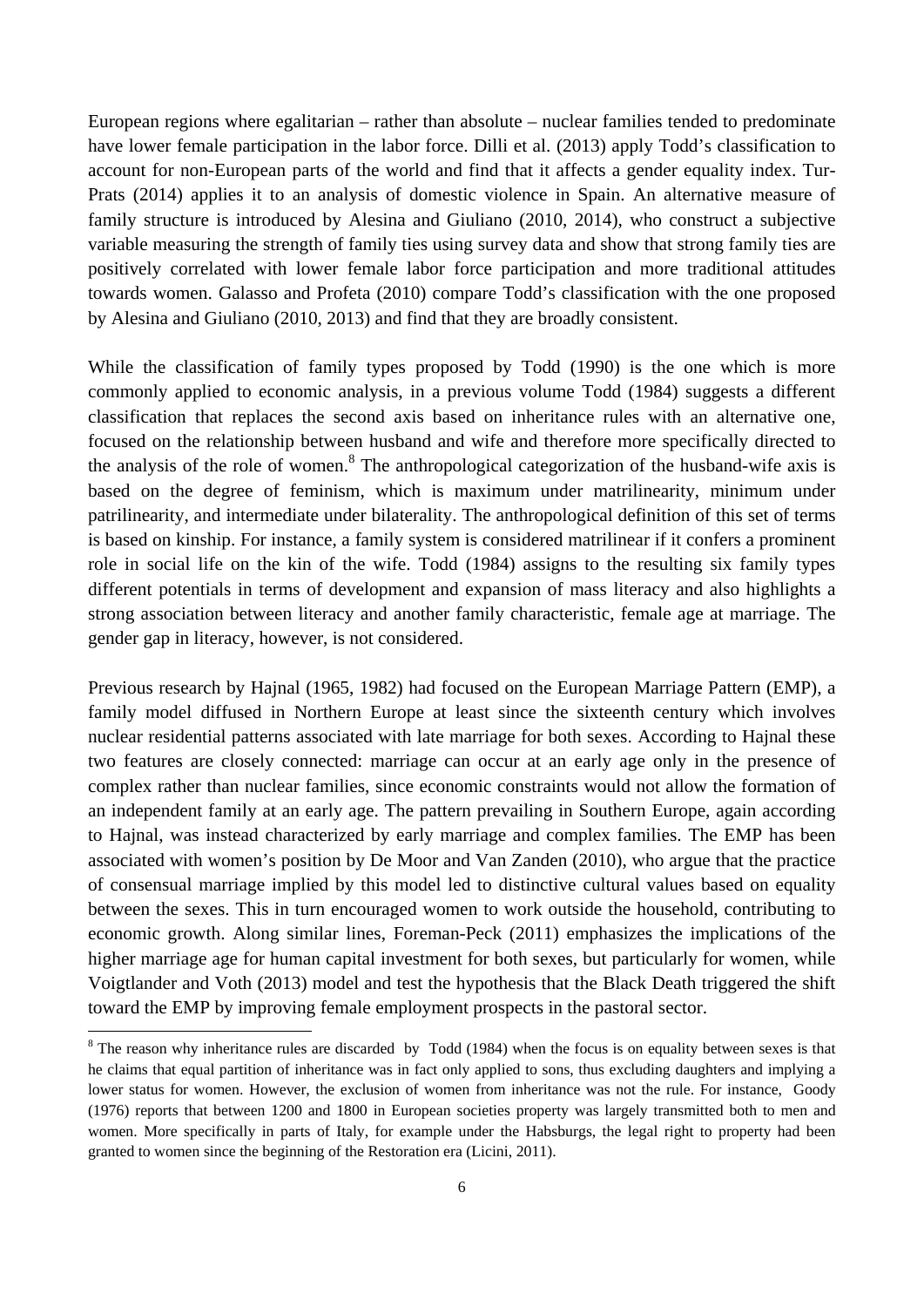European regions where egalitarian – rather than absolute – nuclear families tended to predominate have lower female participation in the labor force. Dilli et al. (2013) apply Todd's classification to account for non-European parts of the world and find that it affects a gender equality index. Tur-Prats (2014) applies it to an analysis of domestic violence in Spain. An alternative measure of family structure is introduced by Alesina and Giuliano (2010, 2014), who construct a subjective variable measuring the strength of family ties using survey data and show that strong family ties are positively correlated with lower female labor force participation and more traditional attitudes towards women. Galasso and Profeta (2010) compare Todd's classification with the one proposed by Alesina and Giuliano (2010, 2013) and find that they are broadly consistent.

While the classification of family types proposed by Todd (1990) is the one which is more commonly applied to economic analysis, in a previous volume Todd (1984) suggests a different classification that replaces the second axis based on inheritance rules with an alternative one, focused on the relationship between husband and wife and therefore more specifically directed to the analysis of the role of women.[8] The anthropological categorization of the husband-wife axis is based on the degree of feminism, which is maximum under matrilinearity, minimum under patrilinearity, and intermediate under bilaterality. The anthropological definition of this set of terms is based on kinship. For instance, a family system is considered matrilinear if it confers a prominent role in social life on the kin of the wife. Todd (1984) assigns to the resulting six family types different potentials in terms of development and expansion of mass literacy and also highlights a strong association between literacy and another family characteristic, female age at marriage. The gender gap in literacy, however, is not considered.

Previous research by Hajnal (1965, 1982) had focused on the European Marriage Pattern (EMP), a family model diffused in Northern Europe at least since the sixteenth century which involves nuclear residential patterns associated with late marriage for both sexes. According to Hajnal these two features are closely connected: marriage can occur at an early age only in the presence of complex rather than nuclear families, since economic constraints would not allow the formation of an independent family at an early age. The pattern prevailing in Southern Europe, again according to Hajnal, was instead characterized by early marriage and complex families. The EMP has been associated with women's position by De Moor and Van Zanden (2010), who argue that the practice of consensual marriage implied by this model led to distinctive cultural values based on equality between the sexes. This in turn encouraged women to work outside the household, contributing to economic growth. Along similar lines, Foreman-Peck (2011) emphasizes the implications of the higher marriage age for human capital investment for both sexes, but particularly for women, while Voigtlander and Voth (2013) model and test the hypothesis that the Black Death triggered the shift toward the EMP by improving female employment prospects in the pastoral sector.

[8] The reason why inheritance rules are discarded by Todd (1984) when the focus is on equality between sexes is that he claims that equal partition of inheritance was in fact only applied to sons, thus excluding daughters and implying a lower status for women. However, the exclusion of women from inheritance was not the rule. For instance, Goody (1976) reports that between 1200 and 1800 in European societies property was largely transmitted both to men and women. More specifically in parts of Italy, for example under the Habsburgs, the legal right to property had been granted to women since the beginning of the Restoration era (Licini, 2011).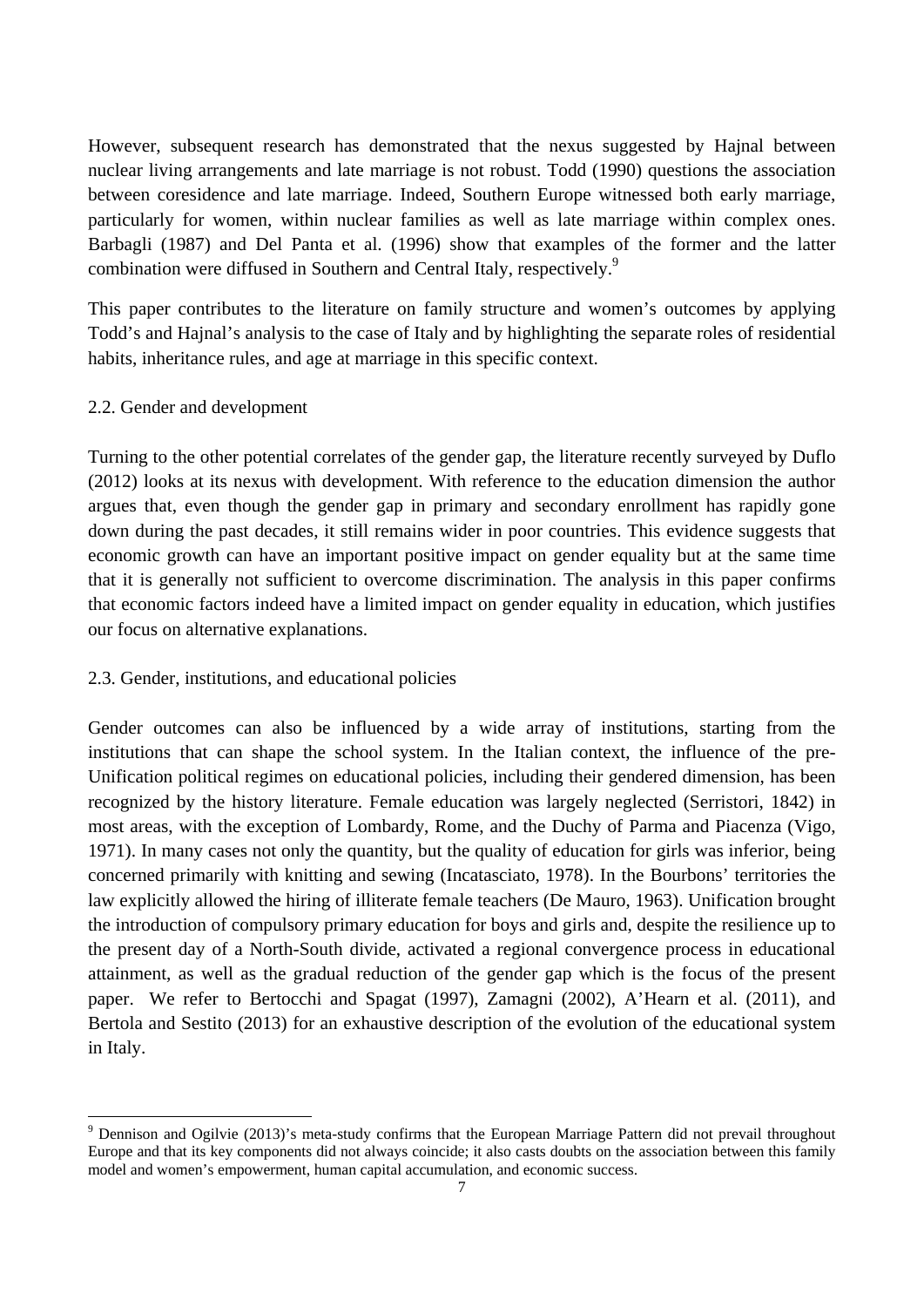However, subsequent research has demonstrated that the nexus suggested by Hajnal between nuclear living arrangements and late marriage is not robust. Todd (1990) questions the association between coresidence and late marriage. Indeed, Southern Europe witnessed both early marriage, particularly for women, within nuclear families as well as late marriage within complex ones. Barbagli (1987) and Del Panta et al. (1996) show that examples of the former and the latter combination were diffused in Southern and Central Italy, respectively.[9]

This paper contributes to the literature on family structure and women's outcomes by applying Todd's and Hajnal's analysis to the case of Italy and by highlighting the separate roles of residential habits, inheritance rules, and age at marriage in this specific context.

### 2.2. Gender and development

Turning to the other potential correlates of the gender gap, the literature recently surveyed by Duflo (2012) looks at its nexus with development. With reference to the education dimension the author argues that, even though the gender gap in primary and secondary enrollment has rapidly gone down during the past decades, it still remains wider in poor countries. This evidence suggests that economic growth can have an important positive impact on gender equality but at the same time that it is generally not sufficient to overcome discrimination. The analysis in this paper confirms that economic factors indeed have a limited impact on gender equality in education, which justifies our focus on alternative explanations.

### 2.3. Gender, institutions, and educational policies

Gender outcomes can also be influenced by a wide array of institutions, starting from the institutions that can shape the school system. In the Italian context, the influence of the pre-Unification political regimes on educational policies, including their gendered dimension, has been recognized by the history literature. Female education was largely neglected (Serristori, 1842) in most areas, with the exception of Lombardy, Rome, and the Duchy of Parma and Piacenza (Vigo, 1971). In many cases not only the quantity, but the quality of education for girls was inferior, being concerned primarily with knitting and sewing (Incatasciato, 1978). In the Bourbons' territories the law explicitly allowed the hiring of illiterate female teachers (De Mauro, 1963). Unification brought the introduction of compulsory primary education for boys and girls and, despite the resilience up to the present day of a North-South divide, activated a regional convergence process in educational attainment, as well as the gradual reduction of the gender gap which is the focus of the present paper. We refer to Bertocchi and Spagat (1997), Zamagni (2002), A'Hearn et al. (2011), and Bertola and Sestito (2013) for an exhaustive description of the evolution of the educational system in Italy.

[9] Dennison and Ogilvie (2013)'s meta-study confirms that the European Marriage Pattern did not prevail throughout Europe and that its key components did not always coincide; it also casts doubts on the association between this family model and women's empowerment, human capital accumulation, and economic success.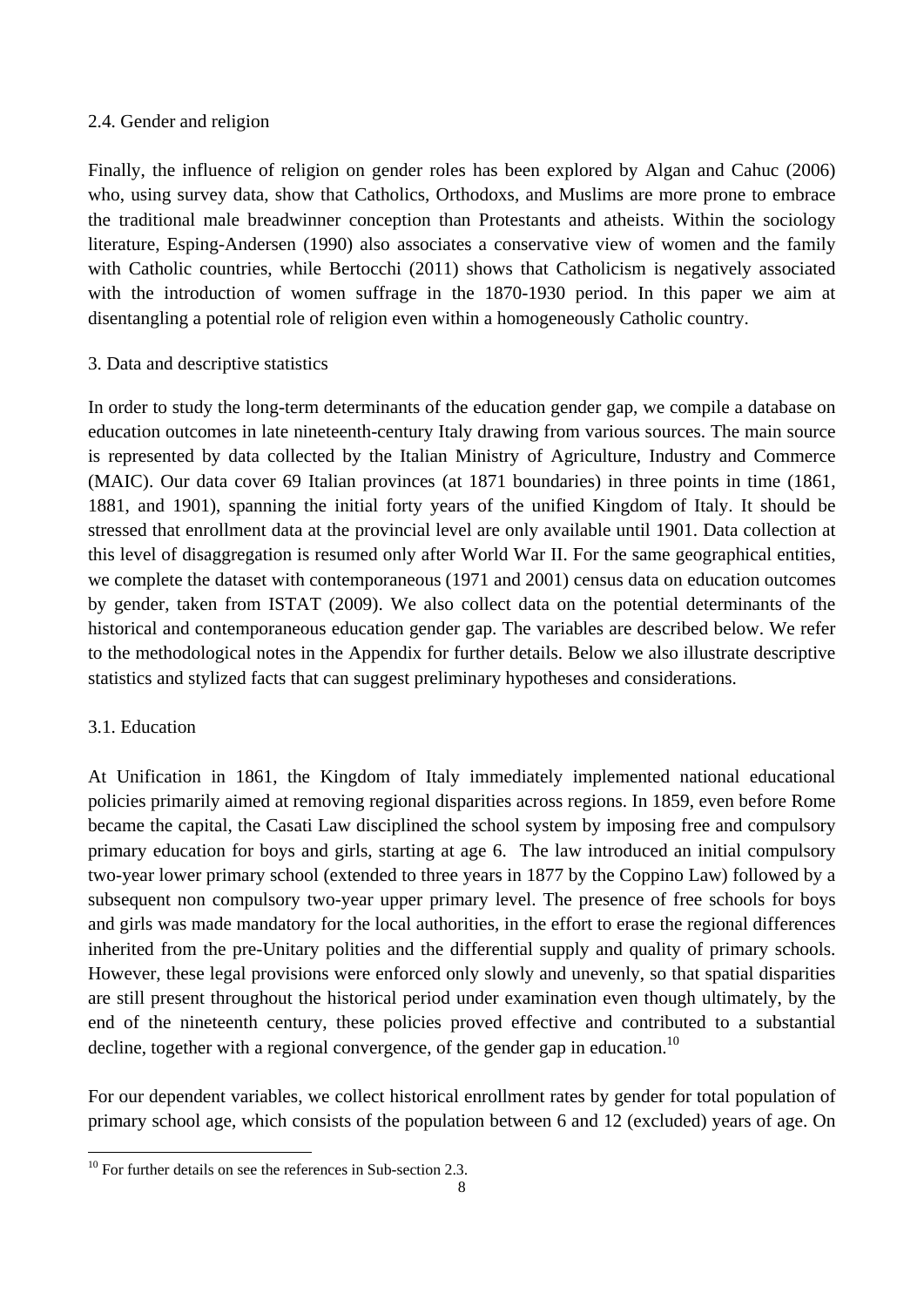### 2.4. Gender and religion

Finally, the influence of religion on gender roles has been explored by Algan and Cahuc (2006) who, using survey data, show that Catholics, Orthodoxs, and Muslims are more prone to embrace the traditional male breadwinner conception than Protestants and atheists. Within the sociology literature, Esping-Andersen (1990) also associates a conservative view of women and the family with Catholic countries, while Bertocchi (2011) shows that Catholicism is negatively associated with the introduction of women suffrage in the 1870-1930 period. In this paper we aim at disentangling a potential role of religion even within a homogeneously Catholic country.

## 3. Data and descriptive statistics

In order to study the long-term determinants of the education gender gap, we compile a database on education outcomes in late nineteenth-century Italy drawing from various sources. The main source is represented by data collected by the Italian Ministry of Agriculture, Industry and Commerce (MAIC). Our data cover 69 Italian provinces (at 1871 boundaries) in three points in time (1861, 1881, and 1901), spanning the initial forty years of the unified Kingdom of Italy. It should be stressed that enrollment data at the provincial level are only available until 1901. Data collection at this level of disaggregation is resumed only after World War II. For the same geographical entities, we complete the dataset with contemporaneous (1971 and 2001) census data on education outcomes by gender, taken from ISTAT (2009). We also collect data on the potential determinants of the historical and contemporaneous education gender gap. The variables are described below. We refer to the methodological notes in the Appendix for further details. Below we also illustrate descriptive statistics and stylized facts that can suggest preliminary hypotheses and considerations.

### 3.1. Education

At Unification in 1861, the Kingdom of Italy immediately implemented national educational policies primarily aimed at removing regional disparities across regions. In 1859, even before Rome became the capital, the Casati Law disciplined the school system by imposing free and compulsory primary education for boys and girls, starting at age 6. The law introduced an initial compulsory two-year lower primary school (extended to three years in 1877 by the Coppino Law) followed by a subsequent non compulsory two-year upper primary level. The presence of free schools for boys and girls was made mandatory for the local authorities, in the effort to erase the regional differences inherited from the pre-Unitary polities and the differential supply and quality of primary schools. However, these legal provisions were enforced only slowly and unevenly, so that spatial disparities are still present throughout the historical period under examination even though ultimately, by the end of the nineteenth century, these policies proved effective and contributed to a substantial decline, together with a regional convergence, of the gender gap in education.[10]

For our dependent variables, we collect historical enrollment rates by gender for total population of primary school age, which consists of the population between 6 and 12 (excluded) years of age. On

[10] For further details on see the references in Sub-section 2.3.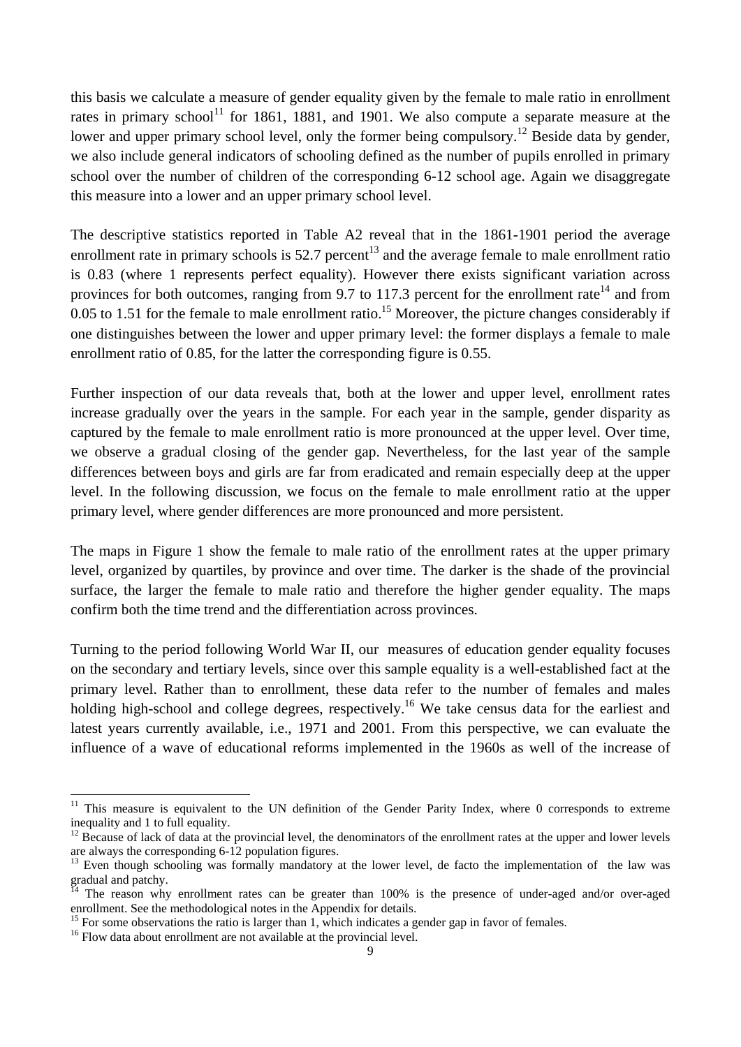this basis we calculate a measure of gender equality given by the female to male ratio in enrollment rates in primary school[11] for 1861, 1881, and 1901. We also compute a separate measure at the lower and upper primary school level, only the former being compulsory.[12] Beside data by gender, we also include general indicators of schooling defined as the number of pupils enrolled in primary school over the number of children of the corresponding 6-12 school age. Again we disaggregate this measure into a lower and an upper primary school level.

The descriptive statistics reported in Table A2 reveal that in the 1861-1901 period the average enrollment rate in primary schools is 52.7 percent[13] and the average female to male enrollment ratio is 0.83 (where 1 represents perfect equality). However there exists significant variation across provinces for both outcomes, ranging from 9.7 to 117.3 percent for the enrollment rate[14] and from 0.05 to 1.51 for the female to male enrollment ratio.[15] Moreover, the picture changes considerably if one distinguishes between the lower and upper primary level: the former displays a female to male enrollment ratio of 0.85, for the latter the corresponding figure is 0.55.

Further inspection of our data reveals that, both at the lower and upper level, enrollment rates increase gradually over the years in the sample. For each year in the sample, gender disparity as captured by the female to male enrollment ratio is more pronounced at the upper level. Over time, we observe a gradual closing of the gender gap. Nevertheless, for the last year of the sample differences between boys and girls are far from eradicated and remain especially deep at the upper level. In the following discussion, we focus on the female to male enrollment ratio at the upper primary level, where gender differences are more pronounced and more persistent.

The maps in Figure 1 show the female to male ratio of the enrollment rates at the upper primary level, organized by quartiles, by province and over time. The darker is the shade of the provincial surface, the larger the female to male ratio and therefore the higher gender equality. The maps confirm both the time trend and the differentiation across provinces.

Turning to the period following World War II, our measures of education gender equality focuses on the secondary and tertiary levels, since over this sample equality is a well-established fact at the primary level. Rather than to enrollment, these data refer to the number of females and males holding high-school and college degrees, respectively.[16] We take census data for the earliest and latest years currently available, i.e., 1971 and 2001. From this perspective, we can evaluate the influence of a wave of educational reforms implemented in the 1960s as well of the increase of

---

[11] This measure is equivalent to the UN definition of the Gender Parity Index, where 0 corresponds to extreme inequality and 1 to full equality.

[12] Because of lack of data at the provincial level, the denominators of the enrollment rates at the upper and lower levels are always the corresponding 6-12 population figures.

[13] Even though schooling was formally mandatory at the lower level, de facto the implementation of the law was gradual and patchy.

[14] The reason why enrollment rates can be greater than 100% is the presence of under-aged and/or over-aged enrollment. See the methodological notes in the Appendix for details.

[15] For some observations the ratio is larger than 1, which indicates a gender gap in favor of females.

[16] Flow data about enrollment are not available at the provincial level.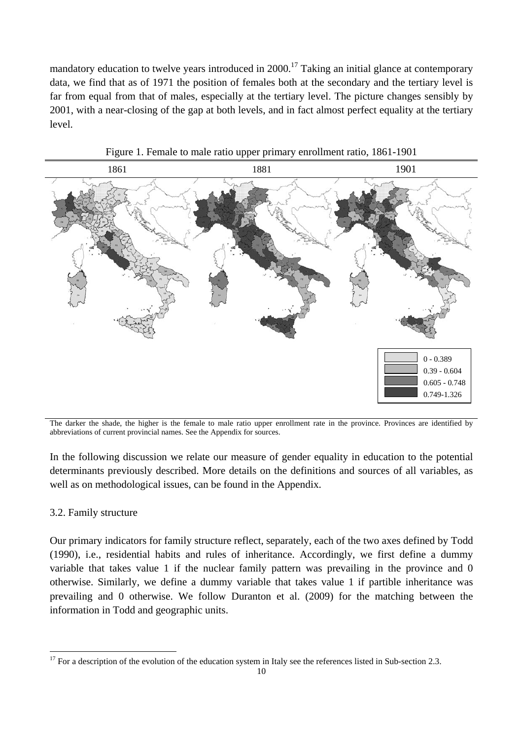mandatory education to twelve years introduced in 2000.[17] Taking an initial glance at contemporary data, we find that as of 1971 the position of females both at the secondary and the tertiary level is far from equal from that of males, especially at the tertiary level. The picture changes sensibly by 2001, with a near-closing of the gap at both levels, and in fact almost perfect equality at the tertiary level.

Figure 1. Female to male ratio upper primary enrollment ratio, 1861-1901

| 1861 | 1881 | 1901 |
|---|---|---|

Legend: 0 - 0.389; 0.39 - 0.604; 0.605 - 0.748; 0.749-1.326

The darker the shade, the higher is the female to male ratio upper enrollment rate in the province. Provinces are identified by abbreviations of current provincial names. See the Appendix for sources.

In the following discussion we relate our measure of gender equality in education to the potential determinants previously described. More details on the definitions and sources of all variables, as well as on methodological issues, can be found in the Appendix.

3.2. Family structure

Our primary indicators for family structure reflect, separately, each of the two axes defined by Todd (1990), i.e., residential habits and rules of inheritance. Accordingly, we first define a dummy variable that takes value 1 if the nuclear family pattern was prevailing in the province and 0 otherwise. Similarly, we define a dummy variable that takes value 1 if partible inheritance was prevailing and 0 otherwise. We follow Duranton et al. (2009) for the matching between the information in Todd and geographic units.

[17] For a description of the evolution of the education system in Italy see the references listed in Sub-section 2.3.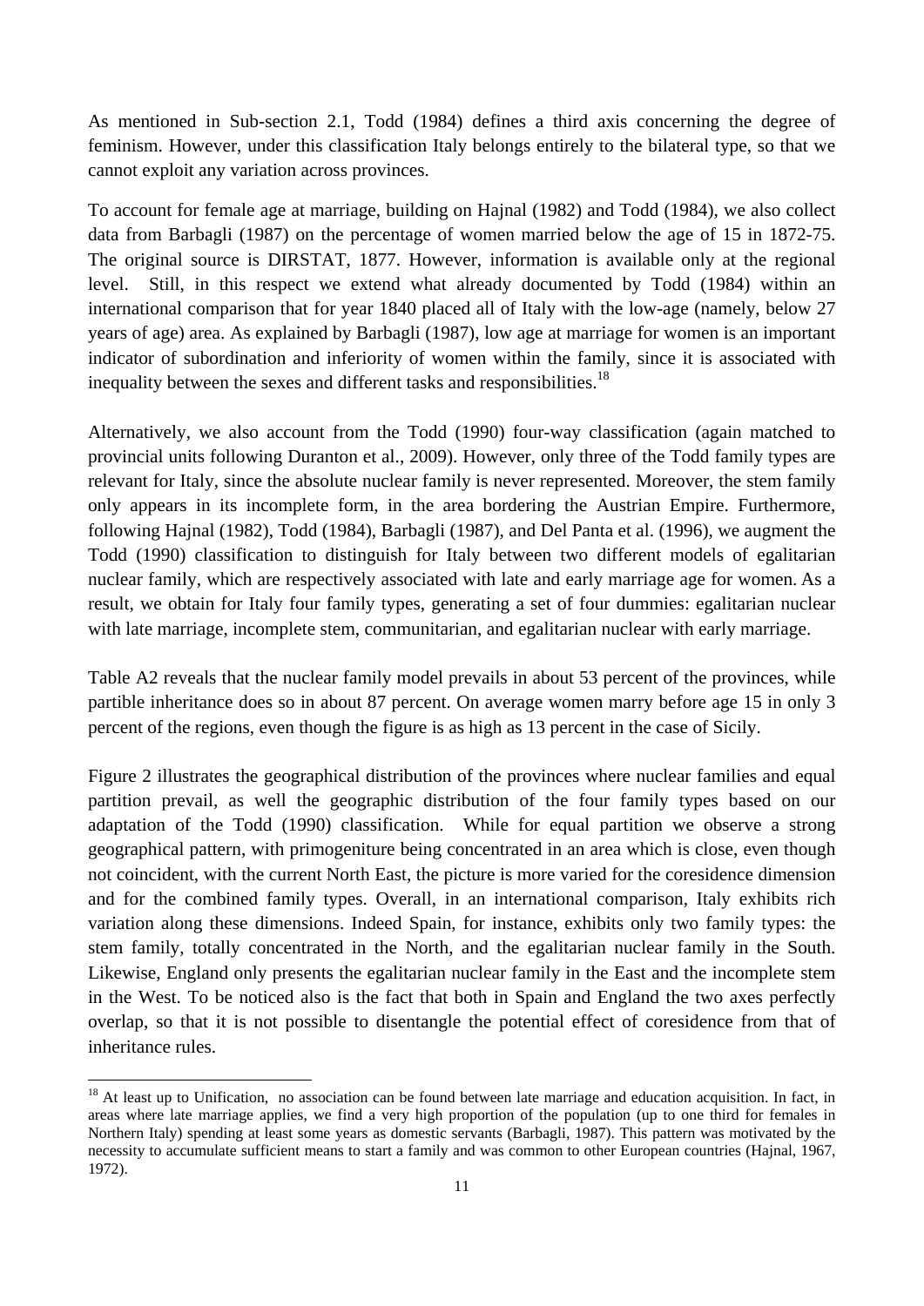As mentioned in Sub-section 2.1, Todd (1984) defines a third axis concerning the degree of feminism. However, under this classification Italy belongs entirely to the bilateral type, so that we cannot exploit any variation across provinces.

To account for female age at marriage, building on Hajnal (1982) and Todd (1984), we also collect data from Barbagli (1987) on the percentage of women married below the age of 15 in 1872-75. The original source is DIRSTAT, 1877. However, information is available only at the regional level. Still, in this respect we extend what already documented by Todd (1984) within an international comparison that for year 1840 placed all of Italy with the low-age (namely, below 27 years of age) area. As explained by Barbagli (1987), low age at marriage for women is an important indicator of subordination and inferiority of women within the family, since it is associated with inequality between the sexes and different tasks and responsibilities.[18]

Alternatively, we also account from the Todd (1990) four-way classification (again matched to provincial units following Duranton et al., 2009). However, only three of the Todd family types are relevant for Italy, since the absolute nuclear family is never represented. Moreover, the stem family only appears in its incomplete form, in the area bordering the Austrian Empire. Furthermore, following Hajnal (1982), Todd (1984), Barbagli (1987), and Del Panta et al. (1996), we augment the Todd (1990) classification to distinguish for Italy between two different models of egalitarian nuclear family, which are respectively associated with late and early marriage age for women. As a result, we obtain for Italy four family types, generating a set of four dummies: egalitarian nuclear with late marriage, incomplete stem, communitarian, and egalitarian nuclear with early marriage.

Table A2 reveals that the nuclear family model prevails in about 53 percent of the provinces, while partible inheritance does so in about 87 percent. On average women marry before age 15 in only 3 percent of the regions, even though the figure is as high as 13 percent in the case of Sicily.

Figure 2 illustrates the geographical distribution of the provinces where nuclear families and equal partition prevail, as well the geographic distribution of the four family types based on our adaptation of the Todd (1990) classification. While for equal partition we observe a strong geographical pattern, with primogeniture being concentrated in an area which is close, even though not coincident, with the current North East, the picture is more varied for the coresidence dimension and for the combined family types. Overall, in an international comparison, Italy exhibits rich variation along these dimensions. Indeed Spain, for instance, exhibits only two family types: the stem family, totally concentrated in the North, and the egalitarian nuclear family in the South. Likewise, England only presents the egalitarian nuclear family in the East and the incomplete stem in the West. To be noticed also is the fact that both in Spain and England the two axes perfectly overlap, so that it is not possible to disentangle the potential effect of coresidence from that of inheritance rules.

[18] At least up to Unification, no association can be found between late marriage and education acquisition. In fact, in areas where late marriage applies, we find a very high proportion of the population (up to one third for females in Northern Italy) spending at least some years as domestic servants (Barbagli, 1987). This pattern was motivated by the necessity to accumulate sufficient means to start a family and was common to other European countries (Hajnal, 1967, 1972).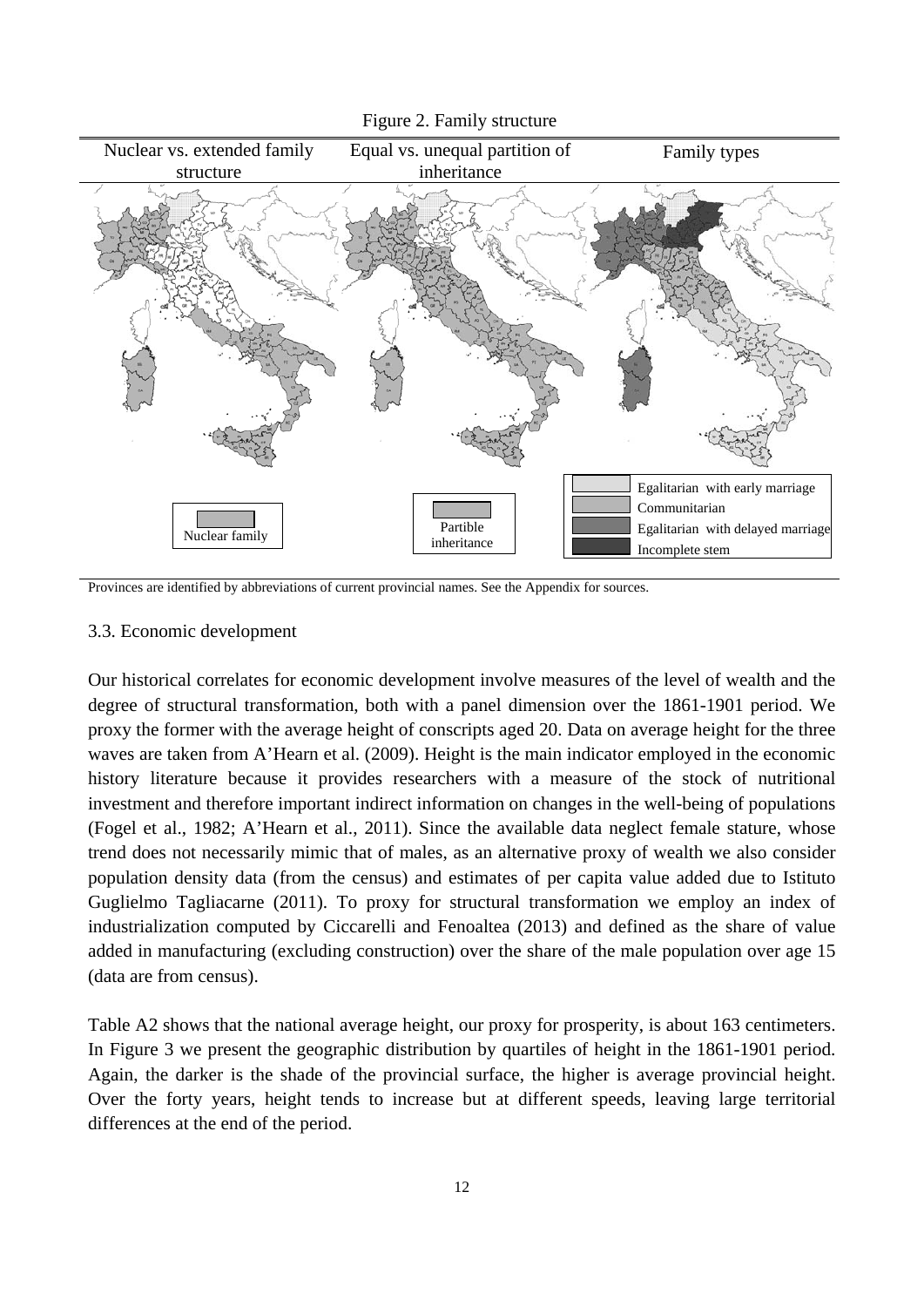Figure 2. Family structure

| Nuclear vs. extended family structure | Equal vs. unequal partition of inheritance | Family types |
|---|---|---|

Nuclear family

Partible inheritance

Egalitarian with early marriage
Communitarian
Egalitarian with delayed marriage
Incomplete stem

Provinces are identified by abbreviations of current provincial names. See the Appendix for sources.

### 3.3. Economic development

Our historical correlates for economic development involve measures of the level of wealth and the degree of structural transformation, both with a panel dimension over the 1861-1901 period. We proxy the former with the average height of conscripts aged 20. Data on average height for the three waves are taken from A'Hearn et al. (2009). Height is the main indicator employed in the economic history literature because it provides researchers with a measure of the stock of nutritional investment and therefore important indirect information on changes in the well-being of populations (Fogel et al., 1982; A'Hearn et al., 2011). Since the available data neglect female stature, whose trend does not necessarily mimic that of males, as an alternative proxy of wealth we also consider population density data (from the census) and estimates of per capita value added due to Istituto Guglielmo Tagliacarne (2011). To proxy for structural transformation we employ an index of industrialization computed by Ciccarelli and Fenoaltea (2013) and defined as the share of value added in manufacturing (excluding construction) over the share of the male population over age 15 (data are from census).

Table A2 shows that the national average height, our proxy for prosperity, is about 163 centimeters. In Figure 3 we present the geographic distribution by quartiles of height in the 1861-1901 period. Again, the darker is the shade of the provincial surface, the higher is average provincial height. Over the forty years, height tends to increase but at different speeds, leaving large territorial differences at the end of the period.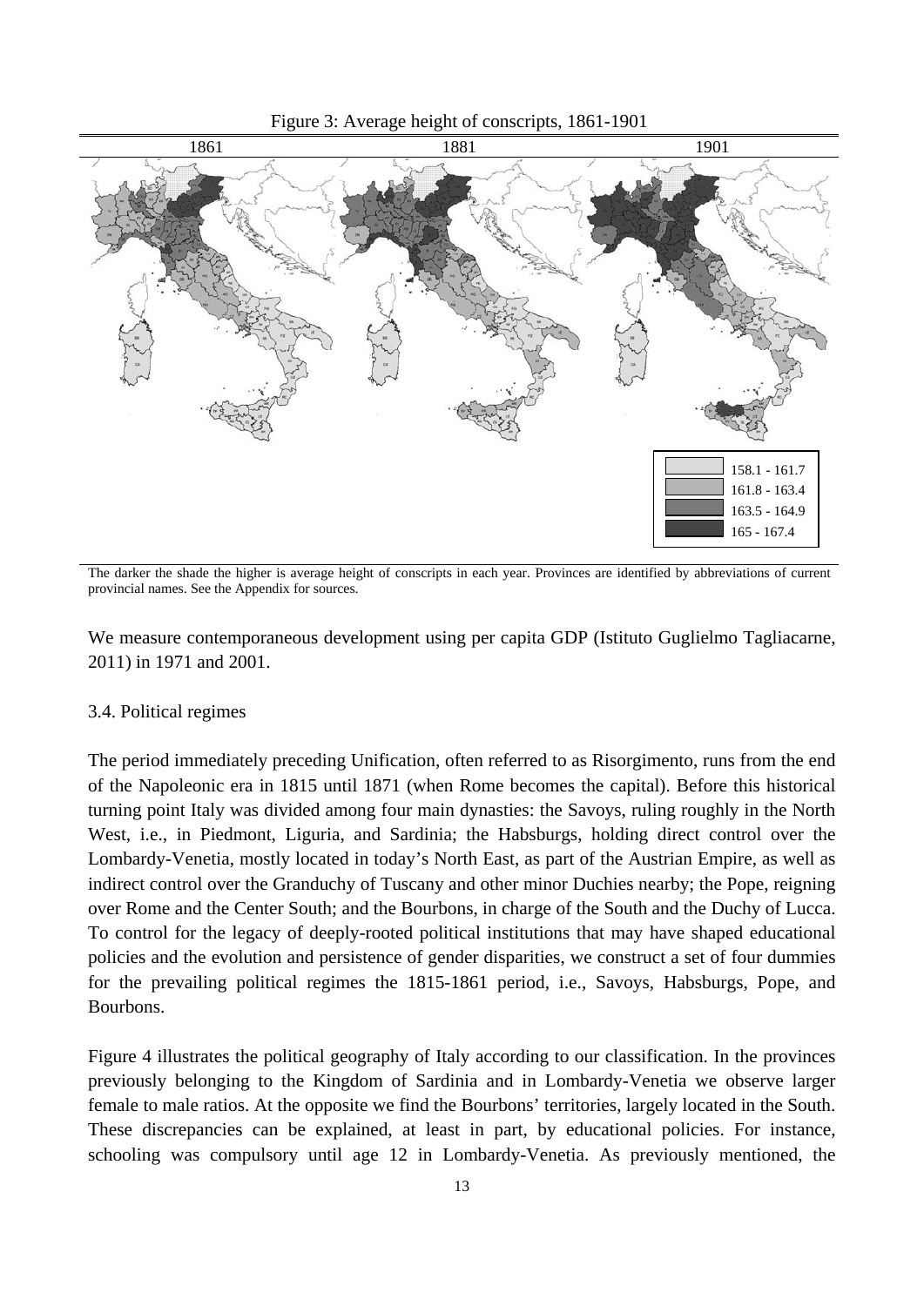Figure 3: Average height of conscripts, 1861-1901

| 1861 | 1881 | 1901 |
|---|---|---|

| Legend |
|---|
| 158.1 - 161.7 |
| 161.8 - 163.4 |
| 163.5 - 164.9 |
| 165 - 167.4 |

The darker the shade the higher is average height of conscripts in each year. Provinces are identified by abbreviations of current provincial names. See the Appendix for sources.

We measure contemporaneous development using per capita GDP (Istituto Guglielmo Tagliacarne, 2011) in 1971 and 2001.

### 3.4. Political regimes

The period immediately preceding Unification, often referred to as Risorgimento, runs from the end of the Napoleonic era in 1815 until 1871 (when Rome becomes the capital). Before this historical turning point Italy was divided among four main dynasties: the Savoys, ruling roughly in the North West, i.e., in Piedmont, Liguria, and Sardinia; the Habsburgs, holding direct control over the Lombardy-Venetia, mostly located in today's North East, as part of the Austrian Empire, as well as indirect control over the Granduchy of Tuscany and other minor Duchies nearby; the Pope, reigning over Rome and the Center South; and the Bourbons, in charge of the South and the Duchy of Lucca. To control for the legacy of deeply-rooted political institutions that may have shaped educational policies and the evolution and persistence of gender disparities, we construct a set of four dummies for the prevailing political regimes the 1815-1861 period, i.e., Savoys, Habsburgs, Pope, and Bourbons.

Figure 4 illustrates the political geography of Italy according to our classification. In the provinces previously belonging to the Kingdom of Sardinia and in Lombardy-Venetia we observe larger female to male ratios. At the opposite we find the Bourbons' territories, largely located in the South. These discrepancies can be explained, at least in part, by educational policies. For instance, schooling was compulsory until age 12 in Lombardy-Venetia. As previously mentioned, the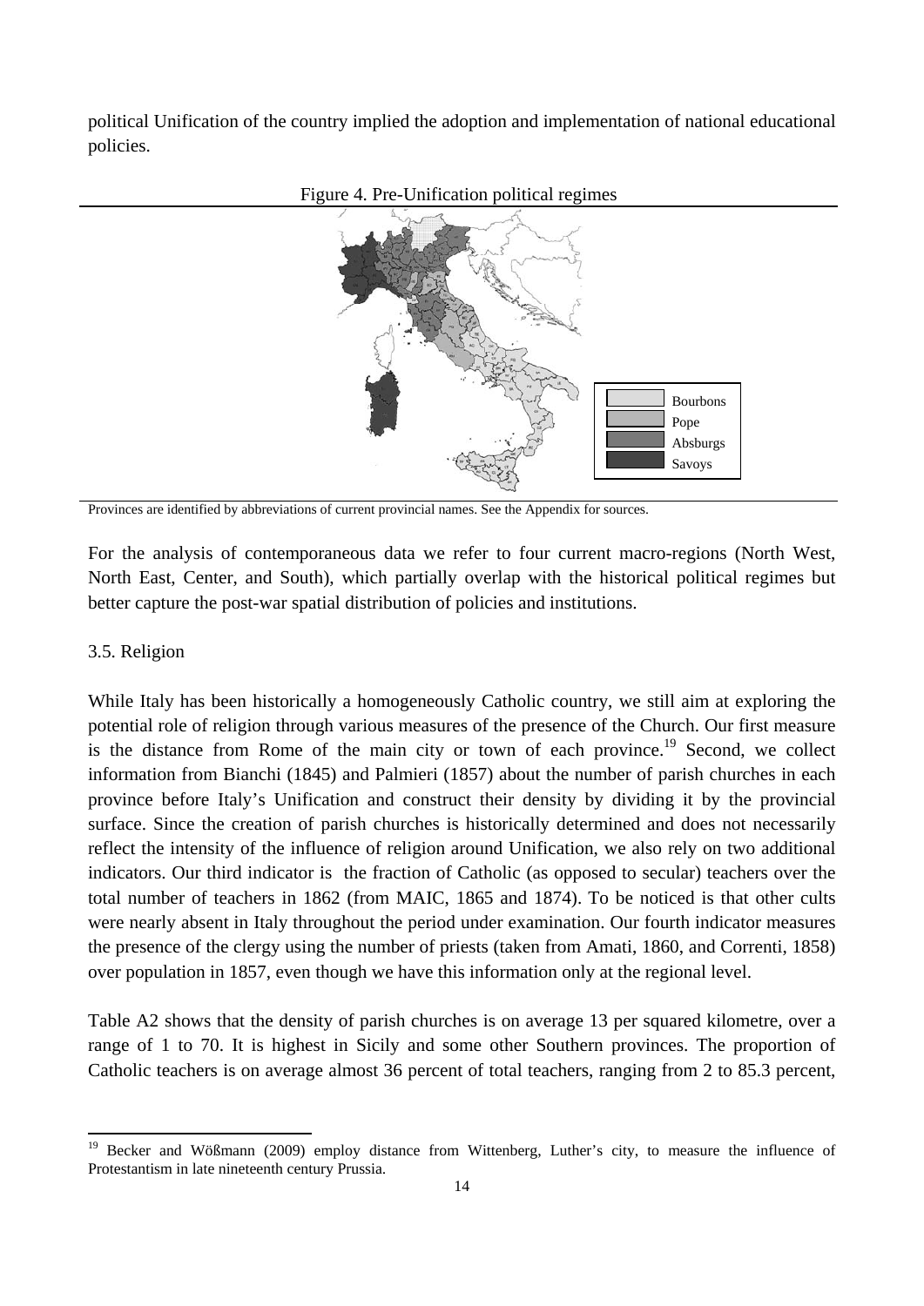political Unification of the country implied the adoption and implementation of national educational policies.

Figure 4. Pre-Unification political regimes

Bourbons
Pope
Absburgs
Savoys

Provinces are identified by abbreviations of current provincial names. See the Appendix for sources.

For the analysis of contemporaneous data we refer to four current macro-regions (North West, North East, Center, and South), which partially overlap with the historical political regimes but better capture the post-war spatial distribution of policies and institutions.

3.5. Religion

While Italy has been historically a homogeneously Catholic country, we still aim at exploring the potential role of religion through various measures of the presence of the Church. Our first measure is the distance from Rome of the main city or town of each province.[19] Second, we collect information from Bianchi (1845) and Palmieri (1857) about the number of parish churches in each province before Italy's Unification and construct their density by dividing it by the provincial surface. Since the creation of parish churches is historically determined and does not necessarily reflect the intensity of the influence of religion around Unification, we also rely on two additional indicators. Our third indicator is the fraction of Catholic (as opposed to secular) teachers over the total number of teachers in 1862 (from MAIC, 1865 and 1874). To be noticed is that other cults were nearly absent in Italy throughout the period under examination. Our fourth indicator measures the presence of the clergy using the number of priests (taken from Amati, 1860, and Correnti, 1858) over population in 1857, even though we have this information only at the regional level.

Table A2 shows that the density of parish churches is on average 13 per squared kilometre, over a range of 1 to 70. It is highest in Sicily and some other Southern provinces. The proportion of Catholic teachers is on average almost 36 percent of total teachers, ranging from 2 to 85.3 percent,

[19] Becker and Wößmann (2009) employ distance from Wittenberg, Luther's city, to measure the influence of Protestantism in late nineteenth century Prussia.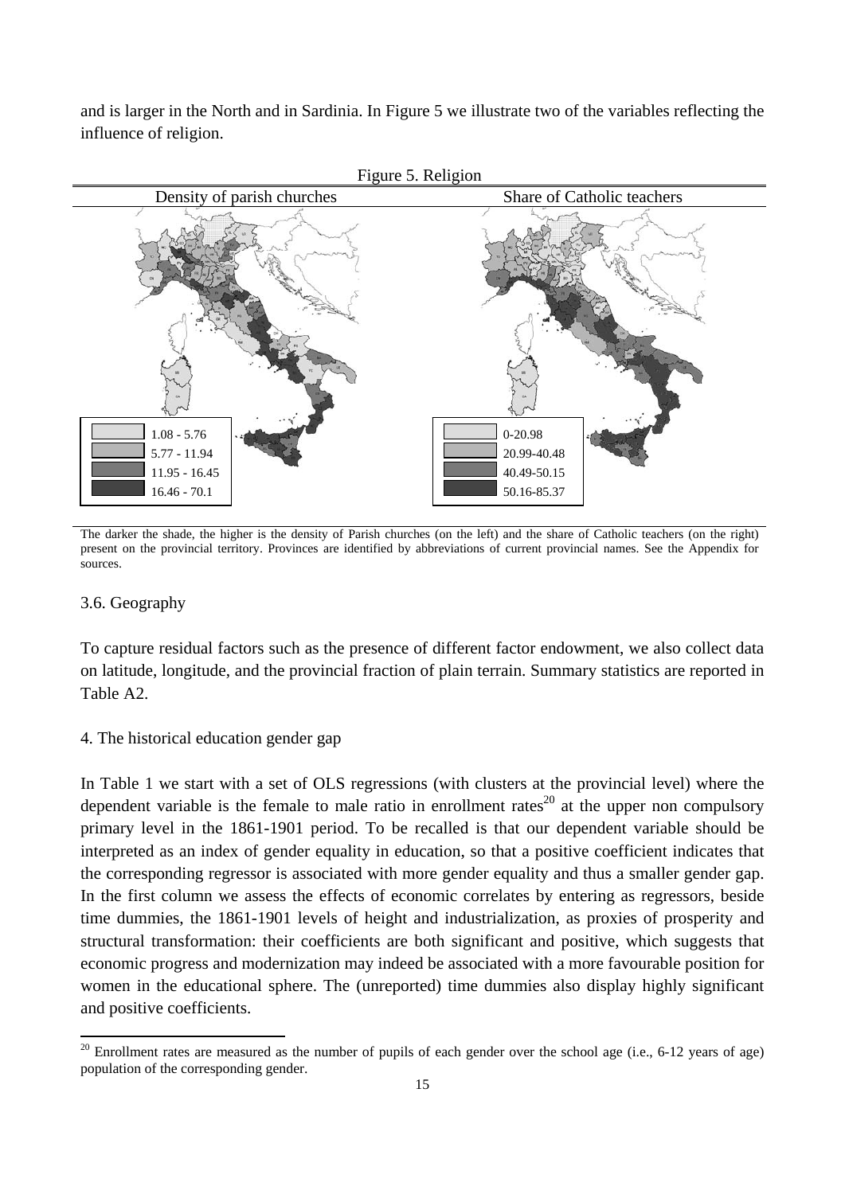and is larger in the North and in Sardinia. In Figure 5 we illustrate two of the variables reflecting the influence of religion.

Figure 5. Religion

| Density of parish churches | Share of Catholic teachers |
|---|---|
| 1.08 - 5.76 | 0-20.98 |
| 5.77 - 11.94 | 20.99-40.48 |
| 11.95 - 16.45 | 40.49-50.15 |
| 16.46 - 70.1 | 50.16-85.37 |

The darker the shade, the higher is the density of Parish churches (on the left) and the share of Catholic teachers (on the right) present on the provincial territory. Provinces are identified by abbreviations of current provincial names. See the Appendix for sources.

### 3.6. Geography

To capture residual factors such as the presence of different factor endowment, we also collect data on latitude, longitude, and the provincial fraction of plain terrain. Summary statistics are reported in Table A2.

## 4. The historical education gender gap

In Table 1 we start with a set of OLS regressions (with clusters at the provincial level) where the dependent variable is the female to male ratio in enrollment rates[20] at the upper non compulsory primary level in the 1861-1901 period. To be recalled is that our dependent variable should be interpreted as an index of gender equality in education, so that a positive coefficient indicates that the corresponding regressor is associated with more gender equality and thus a smaller gender gap. In the first column we assess the effects of economic correlates by entering as regressors, beside time dummies, the 1861-1901 levels of height and industrialization, as proxies of prosperity and structural transformation: their coefficients are both significant and positive, which suggests that economic progress and modernization may indeed be associated with a more favourable position for women in the educational sphere. The (unreported) time dummies also display highly significant and positive coefficients.

[20] Enrollment rates are measured as the number of pupils of each gender over the school age (i.e., 6-12 years of age) population of the corresponding gender.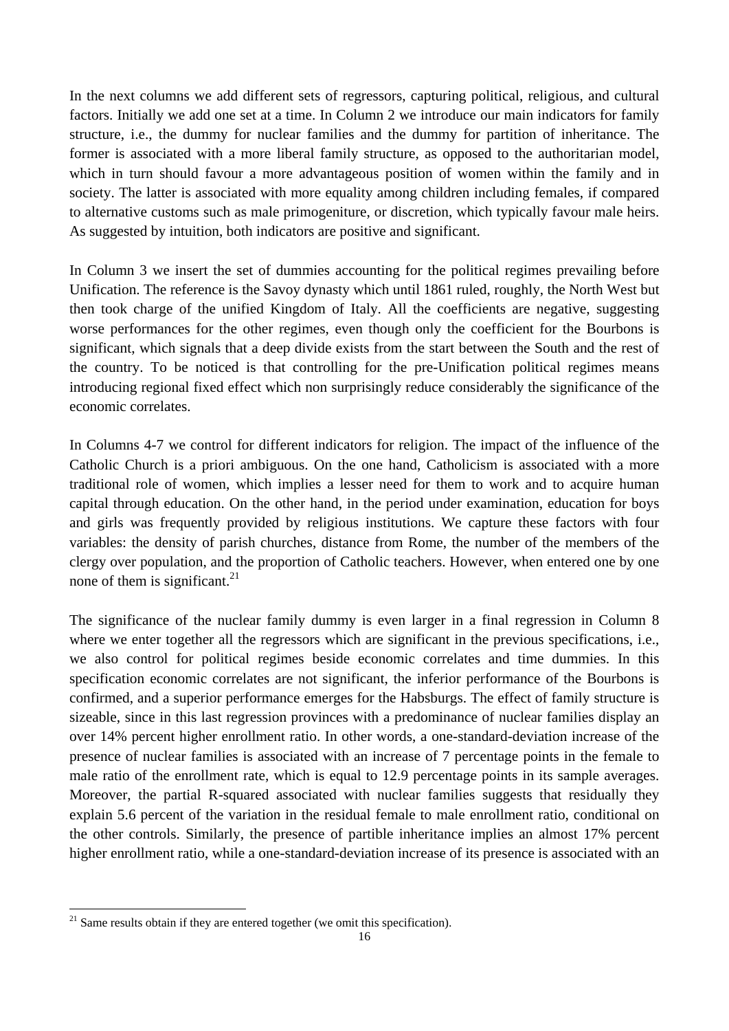In the next columns we add different sets of regressors, capturing political, religious, and cultural factors. Initially we add one set at a time. In Column 2 we introduce our main indicators for family structure, i.e., the dummy for nuclear families and the dummy for partition of inheritance. The former is associated with a more liberal family structure, as opposed to the authoritarian model, which in turn should favour a more advantageous position of women within the family and in society. The latter is associated with more equality among children including females, if compared to alternative customs such as male primogeniture, or discretion, which typically favour male heirs. As suggested by intuition, both indicators are positive and significant.

In Column 3 we insert the set of dummies accounting for the political regimes prevailing before Unification. The reference is the Savoy dynasty which until 1861 ruled, roughly, the North West but then took charge of the unified Kingdom of Italy. All the coefficients are negative, suggesting worse performances for the other regimes, even though only the coefficient for the Bourbons is significant, which signals that a deep divide exists from the start between the South and the rest of the country. To be noticed is that controlling for the pre-Unification political regimes means introducing regional fixed effect which non surprisingly reduce considerably the significance of the economic correlates.

In Columns 4-7 we control for different indicators for religion. The impact of the influence of the Catholic Church is a priori ambiguous. On the one hand, Catholicism is associated with a more traditional role of women, which implies a lesser need for them to work and to acquire human capital through education. On the other hand, in the period under examination, education for boys and girls was frequently provided by religious institutions. We capture these factors with four variables: the density of parish churches, distance from Rome, the number of the members of the clergy over population, and the proportion of Catholic teachers. However, when entered one by one none of them is significant.[21]

The significance of the nuclear family dummy is even larger in a final regression in Column 8 where we enter together all the regressors which are significant in the previous specifications, i.e., we also control for political regimes beside economic correlates and time dummies. In this specification economic correlates are not significant, the inferior performance of the Bourbons is confirmed, and a superior performance emerges for the Habsburgs. The effect of family structure is sizeable, since in this last regression provinces with a predominance of nuclear families display an over 14% percent higher enrollment ratio. In other words, a one-standard-deviation increase of the presence of nuclear families is associated with an increase of 7 percentage points in the female to male ratio of the enrollment rate, which is equal to 12.9 percentage points in its sample averages. Moreover, the partial R-squared associated with nuclear families suggests that residually they explain 5.6 percent of the variation in the residual female to male enrollment ratio, conditional on the other controls. Similarly, the presence of partible inheritance implies an almost 17% percent higher enrollment ratio, while a one-standard-deviation increase of its presence is associated with an

[21] Same results obtain if they are entered together (we omit this specification).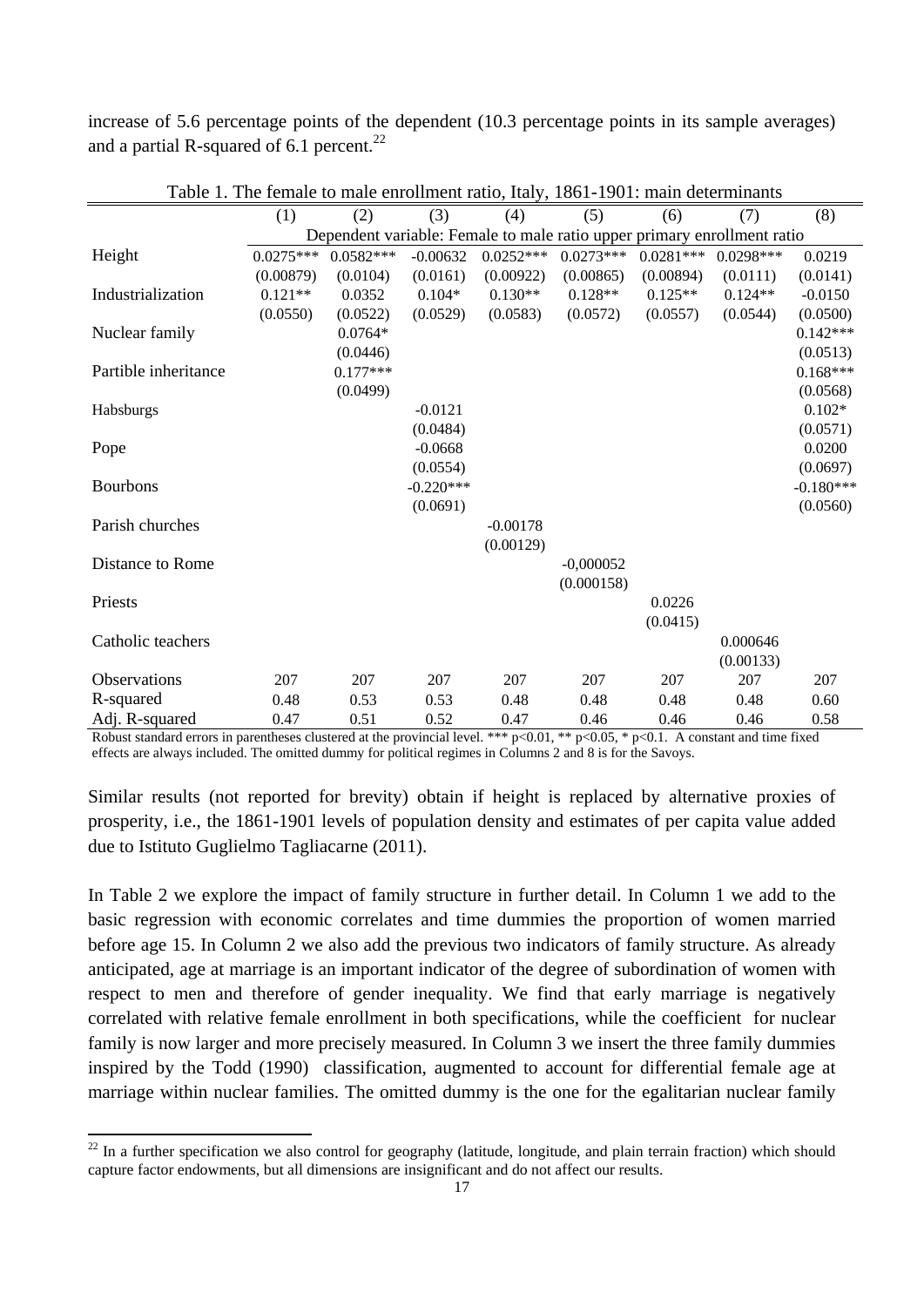increase of 5.6 percentage points of the dependent (10.3 percentage points in its sample averages) and a partial R-squared of 6.1 percent.[22]

Table 1. The female to male enrollment ratio, Italy, 1861-1901: main determinants

| | (1) | (2) | (3) | (4) | (5) | (6) | (7) | (8) |
|---|---|---|---|---|---|---|---|---|
| | Dependent variable: Female to male ratio upper primary enrollment ratio | | | | | | | |
| Height | 0.0275*** | 0.0582*** | -0.00632 | 0.0252*** | 0.0273*** | 0.0281*** | 0.0298*** | 0.0219 |
| | (0.00879) | (0.0104) | (0.0161) | (0.00922) | (0.00865) | (0.00894) | (0.0111) | (0.0141) |
| Industrialization | 0.121** | 0.0352 | 0.104* | 0.130** | 0.128** | 0.125** | 0.124** | -0.0150 |
| | (0.0550) | (0.0522) | (0.0529) | (0.0583) | (0.0572) | (0.0557) | (0.0544) | (0.0500) |
| Nuclear family | | 0.0764* | | | | | | 0.142*** |
| | | (0.0446) | | | | | | (0.0513) |
| Partible inheritance | | 0.177*** | | | | | | 0.168*** |
| | | (0.0499) | | | | | | (0.0568) |
| Habsburgs | | | -0.0121 | | | | | 0.102* |
| | | | (0.0484) | | | | | (0.0571) |
| Pope | | | -0.0668 | | | | | 0.0200 |
| | | | (0.0554) | | | | | (0.0697) |
| Bourbons | | | -0.220*** | | | | | -0.180*** |
| | | | (0.0691) | | | | | (0.0560) |
| Parish churches | | | | -0.00178 | | | | |
| | | | | (0.00129) | | | | |
| Distance to Rome | | | | | -0,000052 | | | |
| | | | | | (0.000158) | | | |
| Priests | | | | | | 0.0226 | | |
| | | | | | | (0.0415) | | |
| Catholic teachers | | | | | | | 0.000646 | |
| | | | | | | | (0.00133) | |
| Observations | 207 | 207 | 207 | 207 | 207 | 207 | 207 | 207 |
| R-squared | 0.48 | 0.53 | 0.53 | 0.48 | 0.48 | 0.48 | 0.48 | 0.60 |
| Adj. R-squared | 0.47 | 0.51 | 0.52 | 0.47 | 0.46 | 0.46 | 0.46 | 0.58 |

Robust standard errors in parentheses clustered at the provincial level. *** p<0.01, ** p<0.05, * p<0.1. A constant and time fixed effects are always included. The omitted dummy for political regimes in Columns 2 and 8 is for the Savoys.

Similar results (not reported for brevity) obtain if height is replaced by alternative proxies of prosperity, i.e., the 1861-1901 levels of population density and estimates of per capita value added due to Istituto Guglielmo Tagliacarne (2011).

In Table 2 we explore the impact of family structure in further detail. In Column 1 we add to the basic regression with economic correlates and time dummies the proportion of women married before age 15. In Column 2 we also add the previous two indicators of family structure. As already anticipated, age at marriage is an important indicator of the degree of subordination of women with respect to men and therefore of gender inequality. We find that early marriage is negatively correlated with relative female enrollment in both specifications, while the coefficient for nuclear family is now larger and more precisely measured. In Column 3 we insert the three family dummies inspired by the Todd (1990) classification, augmented to account for differential female age at marriage within nuclear families. The omitted dummy is the one for the egalitarian nuclear family

[22] In a further specification we also control for geography (latitude, longitude, and plain terrain fraction) which should capture factor endowments, but all dimensions are insignificant and do not affect our results.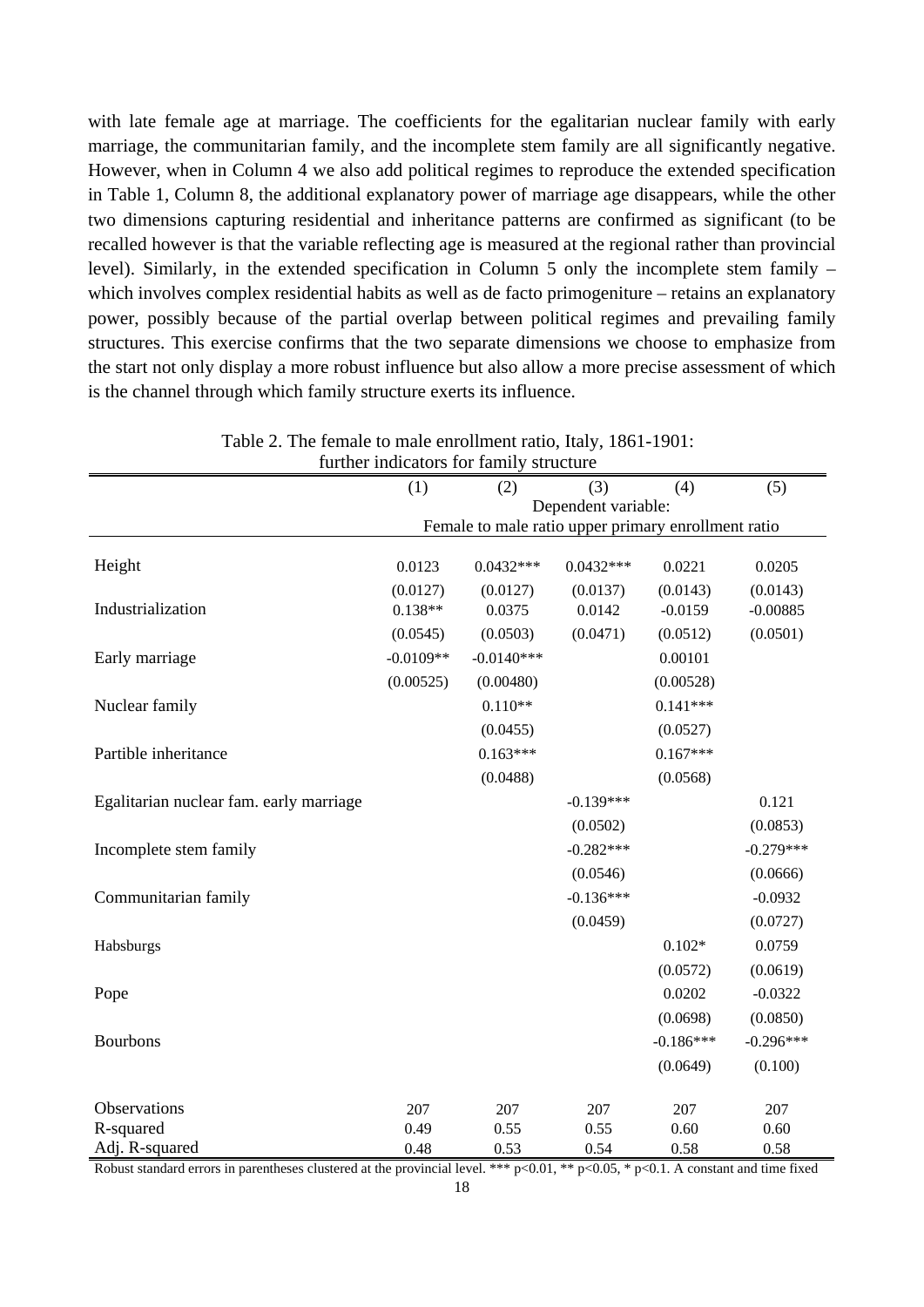with late female age at marriage. The coefficients for the egalitarian nuclear family with early marriage, the communitarian family, and the incomplete stem family are all significantly negative. However, when in Column 4 we also add political regimes to reproduce the extended specification in Table 1, Column 8, the additional explanatory power of marriage age disappears, while the other two dimensions capturing residential and inheritance patterns are confirmed as significant (to be recalled however is that the variable reflecting age is measured at the regional rather than provincial level). Similarly, in the extended specification in Column 5 only the incomplete stem family – which involves complex residential habits as well as de facto primogeniture – retains an explanatory power, possibly because of the partial overlap between political regimes and prevailing family structures. This exercise confirms that the two separate dimensions we choose to emphasize from the start not only display a more robust influence but also allow a more precise assessment of which is the channel through which family structure exerts its influence.

Table 2. The female to male enrollment ratio, Italy, 1861-1901: further indicators for family structure

| | (1) | (2) | (3) | (4) | (5) |
|---|---|---|---|---|---|
| | Dependent variable: Female to male ratio upper primary enrollment ratio | | | | |
| Height | 0.0123 | 0.0432*** | 0.0432*** | 0.0221 | 0.0205 |
| | (0.0127) | (0.0127) | (0.0137) | (0.0143) | (0.0143) |
| Industrialization | 0.138** | 0.0375 | 0.0142 | -0.0159 | -0.00885 |
| | (0.0545) | (0.0503) | (0.0471) | (0.0512) | (0.0501) |
| Early marriage | -0.0109** | -0.0140*** | | 0.00101 | |
| | (0.00525) | (0.00480) | | (0.00528) | |
| Nuclear family | | 0.110** | | 0.141*** | |
| | | (0.0455) | | (0.0527) | |
| Partible inheritance | | 0.163*** | | 0.167*** | |
| | | (0.0488) | | (0.0568) | |
| Egalitarian nuclear fam. early marriage | | | -0.139*** | | 0.121 |
| | | | (0.0502) | | (0.0853) |
| Incomplete stem family | | | -0.282*** | | -0.279*** |
| | | | (0.0546) | | (0.0666) |
| Communitarian family | | | -0.136*** | | -0.0932 |
| | | | (0.0459) | | (0.0727) |
| Habsburgs | | | | 0.102* | 0.0759 |
| | | | | (0.0572) | (0.0619) |
| Pope | | | | 0.0202 | -0.0322 |
| | | | | (0.0698) | (0.0850) |
| Bourbons | | | | -0.186*** | -0.296*** |
| | | | | (0.0649) | (0.100) |
| Observations | 207 | 207 | 207 | 207 | 207 |
| R-squared | 0.49 | 0.55 | 0.55 | 0.60 | 0.60 |
| Adj. R-squared | 0.48 | 0.53 | 0.54 | 0.58 | 0.58 |

Robust standard errors in parentheses clustered at the provincial level. *** p<0.01, ** p<0.05, * p<0.1. A constant and time fixed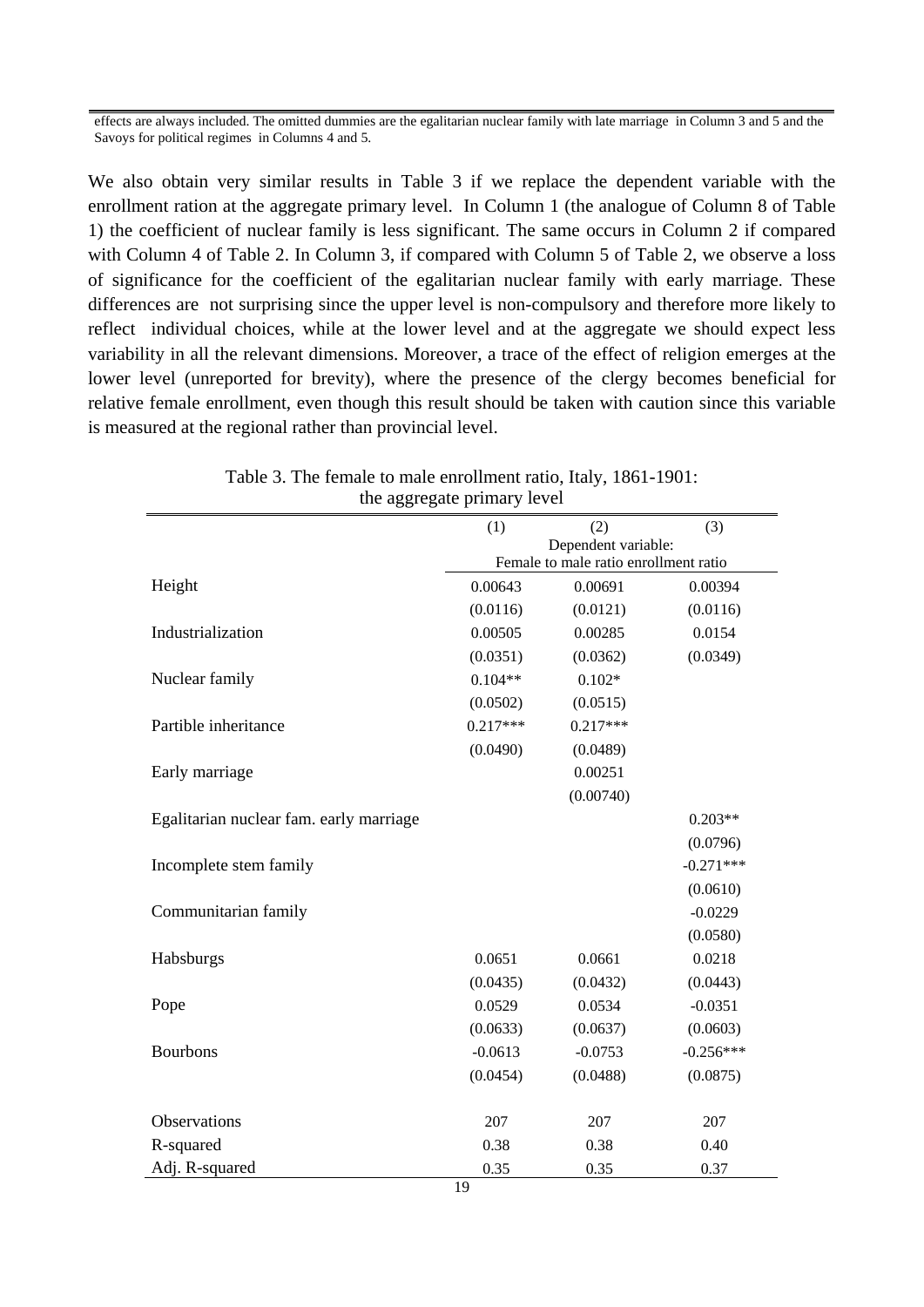effects are always included. The omitted dummies are the egalitarian nuclear family with late marriage in Column 3 and 5 and the Savoys for political regimes in Columns 4 and 5.

We also obtain very similar results in Table 3 if we replace the dependent variable with the enrollment ration at the aggregate primary level. In Column 1 (the analogue of Column 8 of Table 1) the coefficient of nuclear family is less significant. The same occurs in Column 2 if compared with Column 4 of Table 2. In Column 3, if compared with Column 5 of Table 2, we observe a loss of significance for the coefficient of the egalitarian nuclear family with early marriage. These differences are not surprising since the upper level is non-compulsory and therefore more likely to reflect individual choices, while at the lower level and at the aggregate we should expect less variability in all the relevant dimensions. Moreover, a trace of the effect of religion emerges at the lower level (unreported for brevity), where the presence of the clergy becomes beneficial for relative female enrollment, even though this result should be taken with caution since this variable is measured at the regional rather than provincial level.

Table 3. The female to male enrollment ratio, Italy, 1861-1901: the aggregate primary level

| | (1) | (2) | (3) |
|---|---|---|---|
| | Dependent variable: Female to male ratio enrollment ratio | | |
| Height | 0.00643 | 0.00691 | 0.00394 |
| | (0.0116) | (0.0121) | (0.0116) |
| Industrialization | 0.00505 | 0.00285 | 0.0154 |
| | (0.0351) | (0.0362) | (0.0349) |
| Nuclear family | 0.104** | 0.102* | |
| | (0.0502) | (0.0515) | |
| Partible inheritance | 0.217*** | 0.217*** | |
| | (0.0490) | (0.0489) | |
| Early marriage | | 0.00251 | |
| | | (0.00740) | |
| Egalitarian nuclear fam. early marriage | | | 0.203** |
| | | | (0.0796) |
| Incomplete stem family | | | -0.271*** |
| | | | (0.0610) |
| Communitarian family | | | -0.0229 |
| | | | (0.0580) |
| Habsburgs | 0.0651 | 0.0661 | 0.0218 |
| | (0.0435) | (0.0432) | (0.0443) |
| Pope | 0.0529 | 0.0534 | -0.0351 |
| | (0.0633) | (0.0637) | (0.0603) |
| Bourbons | -0.0613 | -0.0753 | -0.256*** |
| | (0.0454) | (0.0488) | (0.0875) |
| Observations | 207 | 207 | 207 |
| R-squared | 0.38 | 0.38 | 0.40 |
| Adj. R-squared | 0.35 | 0.35 | 0.37 |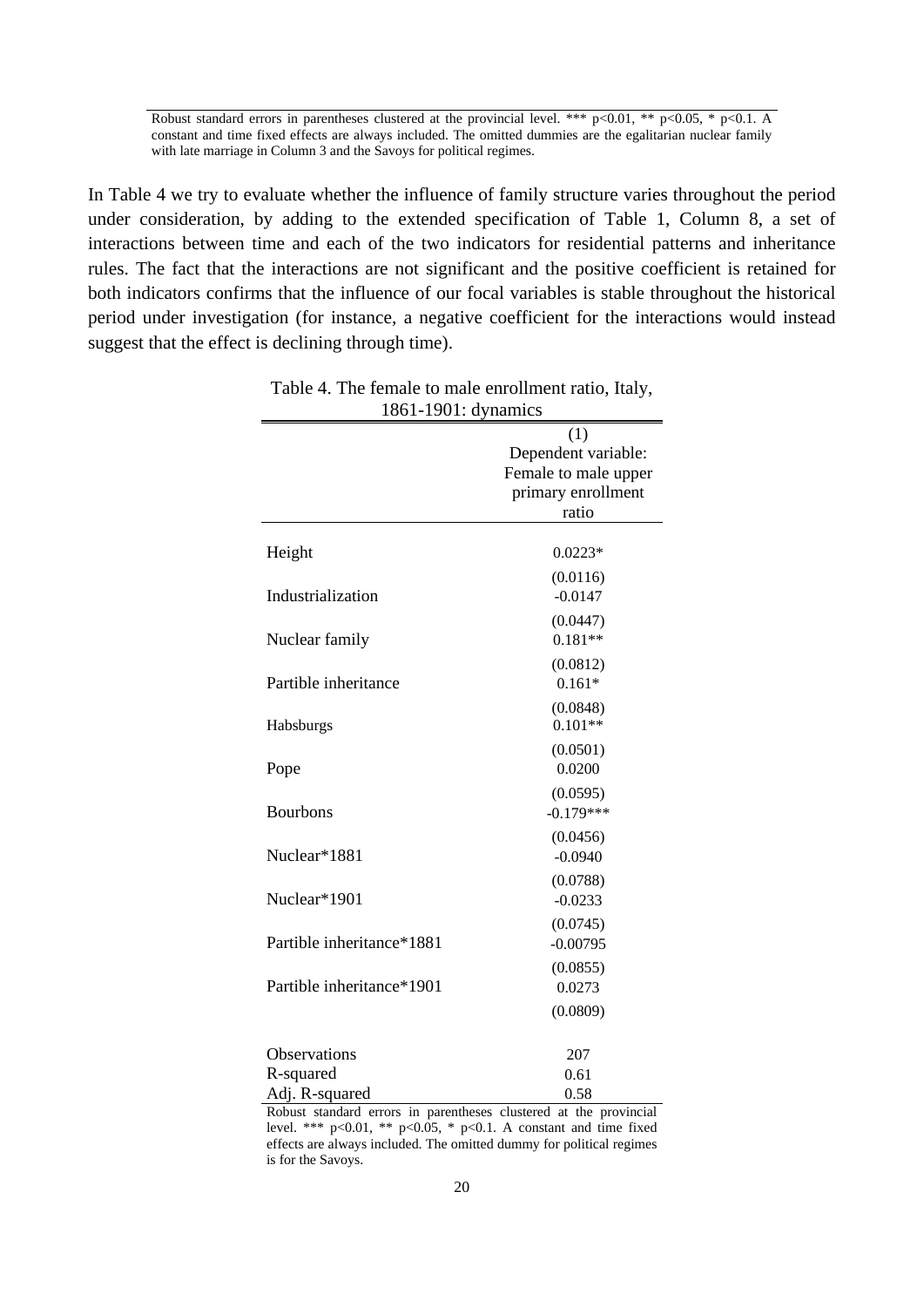Robust standard errors in parentheses clustered at the provincial level. *** p<0.01, ** p<0.05, * p<0.1. A constant and time fixed effects are always included. The omitted dummies are the egalitarian nuclear family with late marriage in Column 3 and the Savoys for political regimes.

In Table 4 we try to evaluate whether the influence of family structure varies throughout the period under consideration, by adding to the extended specification of Table 1, Column 8, a set of interactions between time and each of the two indicators for residential patterns and inheritance rules. The fact that the interactions are not significant and the positive coefficient is retained for both indicators confirms that the influence of our focal variables is stable throughout the historical period under investigation (for instance, a negative coefficient for the interactions would instead suggest that the effect is declining through time).

Table 4. The female to male enrollment ratio, Italy, 1861-1901: dynamics

| | (1) Dependent variable: Female to male upper primary enrollment ratio |
|---|---|
| Height | 0.0223* |
| | (0.0116) |
| Industrialization | -0.0147 |
| | (0.0447) |
| Nuclear family | 0.181** |
| | (0.0812) |
| Partible inheritance | 0.161* |
| | (0.0848) |
| Habsburgs | 0.101** |
| | (0.0501) |
| Pope | 0.0200 |
| | (0.0595) |
| Bourbons | -0.179*** |
| | (0.0456) |
| Nuclear*1881 | -0.0940 |
| | (0.0788) |
| Nuclear*1901 | -0.0233 |
| | (0.0745) |
| Partible inheritance*1881 | -0.00795 |
| | (0.0855) |
| Partible inheritance*1901 | 0.0273 |
| | (0.0809) |
| Observations | 207 |
| R-squared | 0.61 |
| Adj. R-squared | 0.58 |

Robust standard errors in parentheses clustered at the provincial level. *** p<0.01, ** p<0.05, * p<0.1. A constant and time fixed effects are always included. The omitted dummy for political regimes is for the Savoys.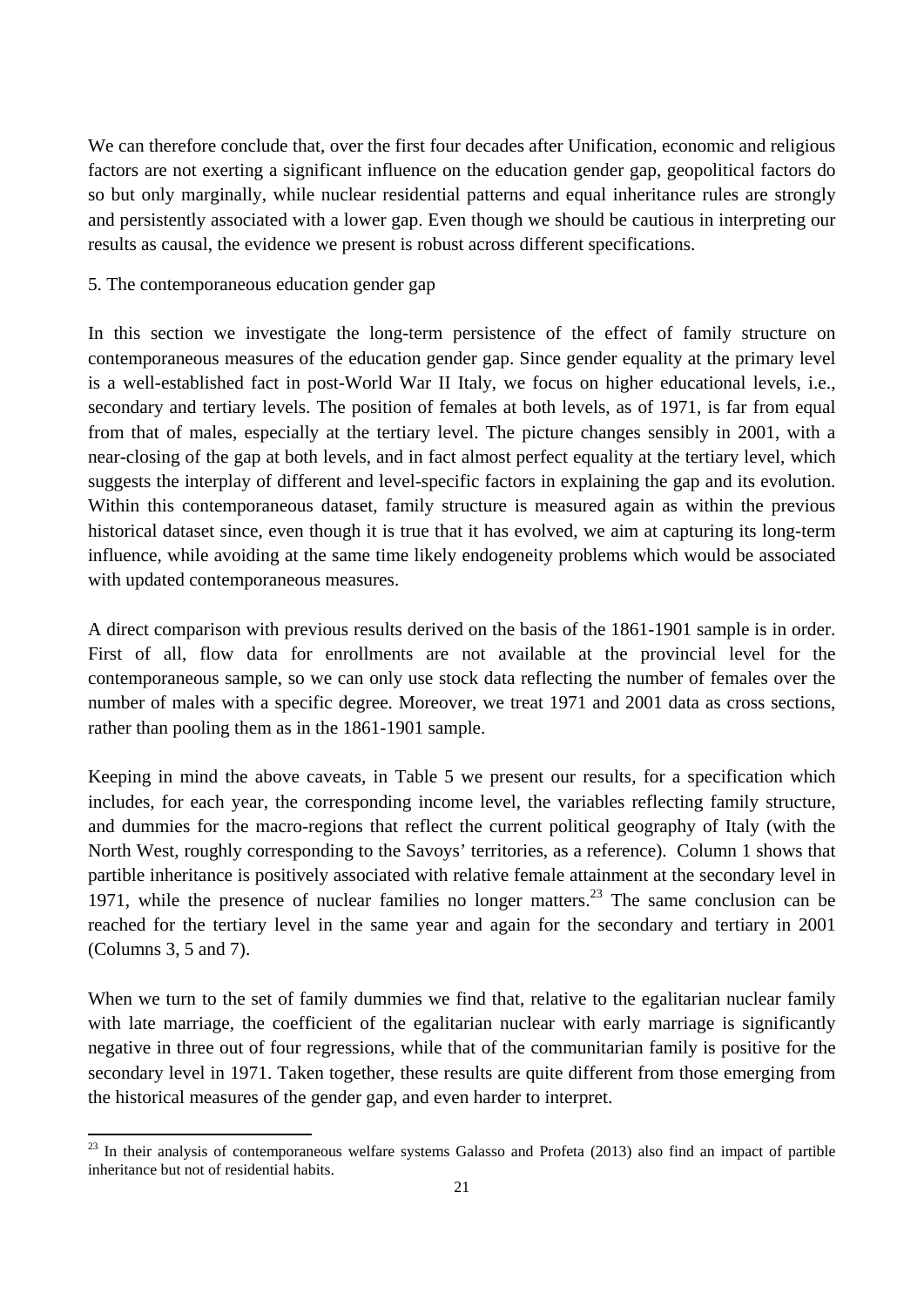We can therefore conclude that, over the first four decades after Unification, economic and religious factors are not exerting a significant influence on the education gender gap, geopolitical factors do so but only marginally, while nuclear residential patterns and equal inheritance rules are strongly and persistently associated with a lower gap. Even though we should be cautious in interpreting our results as causal, the evidence we present is robust across different specifications.

## 5. The contemporaneous education gender gap

In this section we investigate the long-term persistence of the effect of family structure on contemporaneous measures of the education gender gap. Since gender equality at the primary level is a well-established fact in post-World War II Italy, we focus on higher educational levels, i.e., secondary and tertiary levels. The position of females at both levels, as of 1971, is far from equal from that of males, especially at the tertiary level. The picture changes sensibly in 2001, with a near-closing of the gap at both levels, and in fact almost perfect equality at the tertiary level, which suggests the interplay of different and level-specific factors in explaining the gap and its evolution. Within this contemporaneous dataset, family structure is measured again as within the previous historical dataset since, even though it is true that it has evolved, we aim at capturing its long-term influence, while avoiding at the same time likely endogeneity problems which would be associated with updated contemporaneous measures.

A direct comparison with previous results derived on the basis of the 1861-1901 sample is in order. First of all, flow data for enrollments are not available at the provincial level for the contemporaneous sample, so we can only use stock data reflecting the number of females over the number of males with a specific degree. Moreover, we treat 1971 and 2001 data as cross sections, rather than pooling them as in the 1861-1901 sample.

Keeping in mind the above caveats, in Table 5 we present our results, for a specification which includes, for each year, the corresponding income level, the variables reflecting family structure, and dummies for the macro-regions that reflect the current political geography of Italy (with the North West, roughly corresponding to the Savoys' territories, as a reference). Column 1 shows that partible inheritance is positively associated with relative female attainment at the secondary level in 1971, while the presence of nuclear families no longer matters.[23] The same conclusion can be reached for the tertiary level in the same year and again for the secondary and tertiary in 2001 (Columns 3, 5 and 7).

When we turn to the set of family dummies we find that, relative to the egalitarian nuclear family with late marriage, the coefficient of the egalitarian nuclear with early marriage is significantly negative in three out of four regressions, while that of the communitarian family is positive for the secondary level in 1971. Taken together, these results are quite different from those emerging from the historical measures of the gender gap, and even harder to interpret.

[23] In their analysis of contemporaneous welfare systems Galasso and Profeta (2013) also find an impact of partible inheritance but not of residential habits.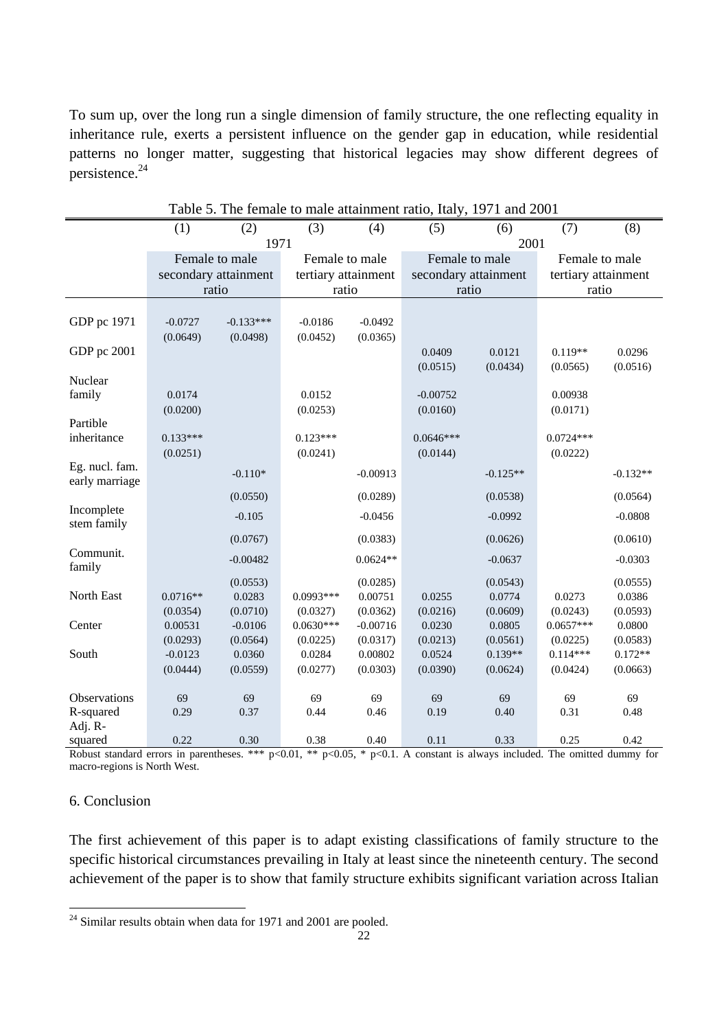To sum up, over the long run a single dimension of family structure, the one reflecting equality in inheritance rule, exerts a persistent influence on the gender gap in education, while residential patterns no longer matter, suggesting that historical legacies may show different degrees of persistence.[24]

Table 5. The female to male attainment ratio, Italy, 1971 and 2001

| | (1) | (2) | (3) | (4) | (5) | (6) | (7) | (8) |
|---|---|---|---|---|---|---|---|---|
| | 1971 | | | | 2001 | | | |
| | Female to male secondary attainment ratio | | Female to male tertiary attainment ratio | | Female to male secondary attainment ratio | | Female to male tertiary attainment ratio | |
| GDP pc 1971 | -0.0727 | -0.133*** | -0.0186 | -0.0492 | | | | |
| | (0.0649) | (0.0498) | (0.0452) | (0.0365) | | | | |
| GDP pc 2001 | | | | | 0.0409 | 0.0121 | 0.119** | 0.0296 |
| | | | | | (0.0515) | (0.0434) | (0.0565) | (0.0516) |
| Nuclear family | 0.0174 | | 0.0152 | | -0.00752 | | 0.00938 | |
| | (0.0200) | | (0.0253) | | (0.0160) | | (0.0171) | |
| Partible inheritance | 0.133*** | | 0.123*** | | 0.0646*** | | 0.0724*** | |
| | (0.0251) | | (0.0241) | | (0.0144) | | (0.0222) | |
| Eg. nucl. fam. early marriage | | -0.110* | | -0.00913 | | -0.125** | | -0.132** |
| | | (0.0550) | | (0.0289) | | (0.0538) | | (0.0564) |
| Incomplete stem family | | -0.105 | | -0.0456 | | -0.0992 | | -0.0808 |
| | | (0.0767) | | (0.0383) | | (0.0626) | | (0.0610) |
| Communit. family | | -0.00482 | | 0.0624** | | -0.0637 | | -0.0303 |
| | | (0.0553) | | (0.0285) | | (0.0543) | | (0.0555) |
| North East | 0.0716** | 0.0283 | 0.0993*** | 0.00751 | 0.0255 | 0.0774 | 0.0273 | 0.0386 |
| | (0.0354) | (0.0710) | (0.0327) | (0.0362) | (0.0216) | (0.0609) | (0.0243) | (0.0593) |
| Center | 0.00531 | -0.0106 | 0.0630*** | -0.00716 | 0.0230 | 0.0805 | 0.0657*** | 0.0800 |
| | (0.0293) | (0.0564) | (0.0225) | (0.0317) | (0.0213) | (0.0561) | (0.0225) | (0.0583) |
| South | -0.0123 | 0.0360 | 0.0284 | 0.00802 | 0.0524 | 0.139** | 0.114*** | 0.172** |
| | (0.0444) | (0.0559) | (0.0277) | (0.0303) | (0.0390) | (0.0624) | (0.0424) | (0.0663) |
| Observations | 69 | 69 | 69 | 69 | 69 | 69 | 69 | 69 |
| R-squared | 0.29 | 0.37 | 0.44 | 0.46 | 0.19 | 0.40 | 0.31 | 0.48 |
| Adj. R-squared | 0.22 | 0.30 | 0.38 | 0.40 | 0.11 | 0.33 | 0.25 | 0.42 |

Robust standard errors in parentheses. *** p<0.01, ** p<0.05, * p<0.1. A constant is always included. The omitted dummy for macro-regions is North West.

## 6. Conclusion

The first achievement of this paper is to adapt existing classifications of family structure to the specific historical circumstances prevailing in Italy at least since the nineteenth century. The second achievement of the paper is to show that family structure exhibits significant variation across Italian

[24] Similar results obtain when data for 1971 and 2001 are pooled.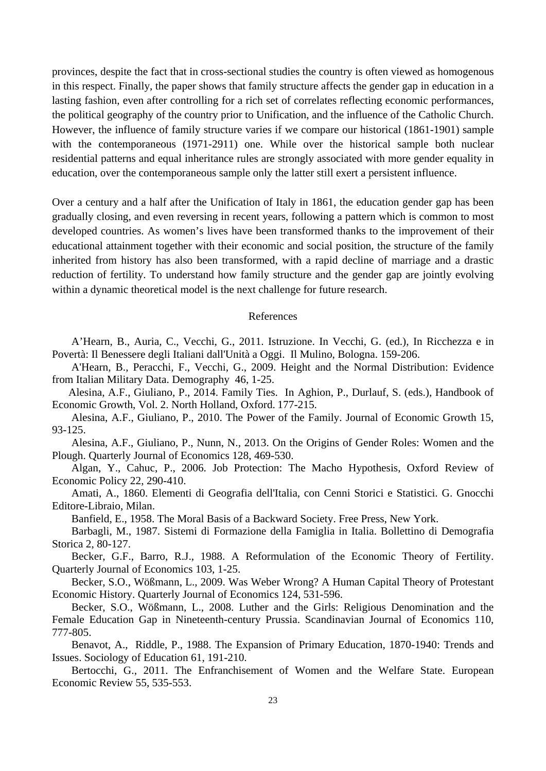provinces, despite the fact that in cross-sectional studies the country is often viewed as homogenous in this respect. Finally, the paper shows that family structure affects the gender gap in education in a lasting fashion, even after controlling for a rich set of correlates reflecting economic performances, the political geography of the country prior to Unification, and the influence of the Catholic Church. However, the influence of family structure varies if we compare our historical (1861-1901) sample with the contemporaneous (1971-2911) one. While over the historical sample both nuclear residential patterns and equal inheritance rules are strongly associated with more gender equality in education, over the contemporaneous sample only the latter still exert a persistent influence.

Over a century and a half after the Unification of Italy in 1861, the education gender gap has been gradually closing, and even reversing in recent years, following a pattern which is common to most developed countries. As women's lives have been transformed thanks to the improvement of their educational attainment together with their economic and social position, the structure of the family inherited from history has also been transformed, with a rapid decline of marriage and a drastic reduction of fertility. To understand how family structure and the gender gap are jointly evolving within a dynamic theoretical model is the next challenge for future research.

## References

A'Hearn, B., Auria, C., Vecchi, G., 2011. Istruzione. In Vecchi, G. (ed.), In Ricchezza e in Povertà: Il Benessere degli Italiani dall'Unità a Oggi. Il Mulino, Bologna. 159-206.

A'Hearn, B., Peracchi, F., Vecchi, G., 2009. Height and the Normal Distribution: Evidence from Italian Military Data. Demography 46, 1-25.

Alesina, A.F., Giuliano, P., 2014. Family Ties. In Aghion, P., Durlauf, S. (eds.), Handbook of Economic Growth, Vol. 2. North Holland, Oxford. 177-215.

Alesina, A.F., Giuliano, P., 2010. The Power of the Family. Journal of Economic Growth 15, 93-125.

Alesina, A.F., Giuliano, P., Nunn, N., 2013. On the Origins of Gender Roles: Women and the Plough. Quarterly Journal of Economics 128, 469-530.

Algan, Y., Cahuc, P., 2006. Job Protection: The Macho Hypothesis, Oxford Review of Economic Policy 22, 290-410.

Amati, A., 1860. Elementi di Geografia dell'Italia, con Cenni Storici e Statistici. G. Gnocchi Editore-Libraio, Milan.

Banfield, E., 1958. The Moral Basis of a Backward Society. Free Press, New York.

Barbagli, M., 1987. Sistemi di Formazione della Famiglia in Italia. Bollettino di Demografia Storica 2, 80-127.

Becker, G.F., Barro, R.J., 1988. A Reformulation of the Economic Theory of Fertility. Quarterly Journal of Economics 103, 1-25.

Becker, S.O., Wößmann, L., 2009. Was Weber Wrong? A Human Capital Theory of Protestant Economic History. Quarterly Journal of Economics 124, 531-596.

Becker, S.O., Wößmann, L., 2008. Luther and the Girls: Religious Denomination and the Female Education Gap in Nineteenth-century Prussia. Scandinavian Journal of Economics 110, 777-805.

Benavot, A., Riddle, P., 1988. The Expansion of Primary Education, 1870-1940: Trends and Issues. Sociology of Education 61, 191-210.

Bertocchi, G., 2011. The Enfranchisement of Women and the Welfare State. European Economic Review 55, 535-553.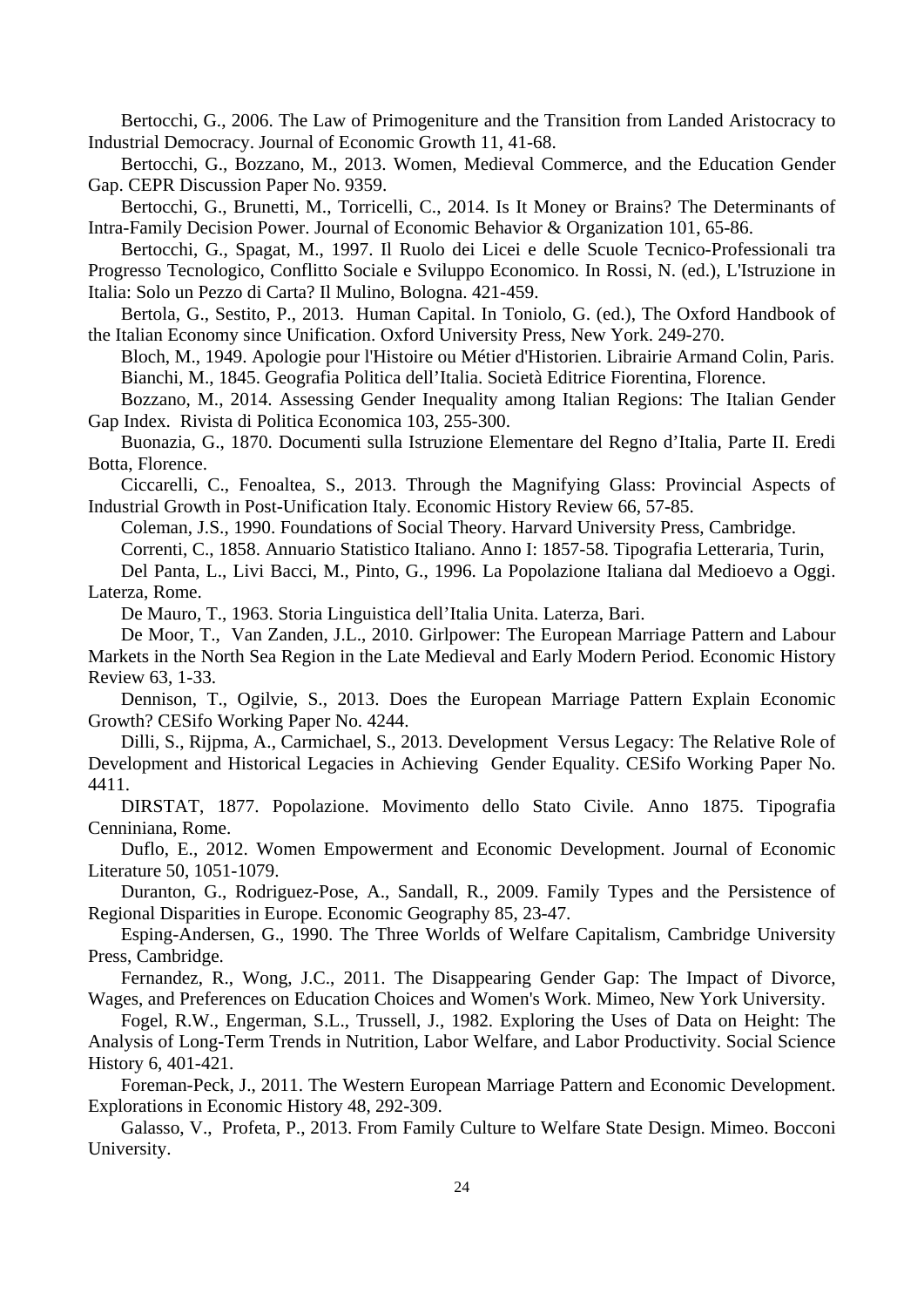Bertocchi, G., 2006. The Law of Primogeniture and the Transition from Landed Aristocracy to Industrial Democracy. Journal of Economic Growth 11, 41-68.

Bertocchi, G., Bozzano, M., 2013. Women, Medieval Commerce, and the Education Gender Gap. CEPR Discussion Paper No. 9359.

Bertocchi, G., Brunetti, M., Torricelli, C., 2014. Is It Money or Brains? The Determinants of Intra-Family Decision Power. Journal of Economic Behavior & Organization 101, 65-86.

Bertocchi, G., Spagat, M., 1997. Il Ruolo dei Licei e delle Scuole Tecnico-Professionali tra Progresso Tecnologico, Conflitto Sociale e Sviluppo Economico. In Rossi, N. (ed.), L'Istruzione in Italia: Solo un Pezzo di Carta? Il Mulino, Bologna. 421-459.

Bertola, G., Sestito, P., 2013. Human Capital. In Toniolo, G. (ed.), The Oxford Handbook of the Italian Economy since Unification. Oxford University Press, New York. 249-270.

Bloch, M., 1949. Apologie pour l'Histoire ou Métier d'Historien. Librairie Armand Colin, Paris.

Bianchi, M., 1845. Geografia Politica dell'Italia. Società Editrice Fiorentina, Florence.

Bozzano, M., 2014. Assessing Gender Inequality among Italian Regions: The Italian Gender Gap Index. Rivista di Politica Economica 103, 255-300.

Buonazia, G., 1870. Documenti sulla Istruzione Elementare del Regno d'Italia, Parte II. Eredi Botta, Florence.

Ciccarelli, C., Fenoaltea, S., 2013. Through the Magnifying Glass: Provincial Aspects of Industrial Growth in Post-Unification Italy. Economic History Review 66, 57-85.

Coleman, J.S., 1990. Foundations of Social Theory. Harvard University Press, Cambridge.

Correnti, C., 1858. Annuario Statistico Italiano. Anno I: 1857-58. Tipografia Letteraria, Turin,

Del Panta, L., Livi Bacci, M., Pinto, G., 1996. La Popolazione Italiana dal Medioevo a Oggi. Laterza, Rome.

De Mauro, T., 1963. Storia Linguistica dell'Italia Unita. Laterza, Bari.

De Moor, T., Van Zanden, J.L., 2010. Girlpower: The European Marriage Pattern and Labour Markets in the North Sea Region in the Late Medieval and Early Modern Period. Economic History Review 63, 1-33.

Dennison, T., Ogilvie, S., 2013. Does the European Marriage Pattern Explain Economic Growth? CESifo Working Paper No. 4244.

Dilli, S., Rijpma, A., Carmichael, S., 2013. Development Versus Legacy: The Relative Role of Development and Historical Legacies in Achieving Gender Equality. CESifo Working Paper No. 4411.

DIRSTAT, 1877. Popolazione. Movimento dello Stato Civile. Anno 1875. Tipografia Cenniniana, Rome.

Duflo, E., 2012. Women Empowerment and Economic Development. Journal of Economic Literature 50, 1051-1079.

Duranton, G., Rodriguez-Pose, A., Sandall, R., 2009. Family Types and the Persistence of Regional Disparities in Europe. Economic Geography 85, 23-47.

Esping-Andersen, G., 1990. The Three Worlds of Welfare Capitalism, Cambridge University Press, Cambridge.

Fernandez, R., Wong, J.C., 2011. The Disappearing Gender Gap: The Impact of Divorce, Wages, and Preferences on Education Choices and Women's Work. Mimeo, New York University.

Fogel, R.W., Engerman, S.L., Trussell, J., 1982. Exploring the Uses of Data on Height: The Analysis of Long-Term Trends in Nutrition, Labor Welfare, and Labor Productivity. Social Science History 6, 401-421.

Foreman-Peck, J., 2011. The Western European Marriage Pattern and Economic Development. Explorations in Economic History 48, 292-309.

Galasso, V., Profeta, P., 2013. From Family Culture to Welfare State Design. Mimeo. Bocconi University.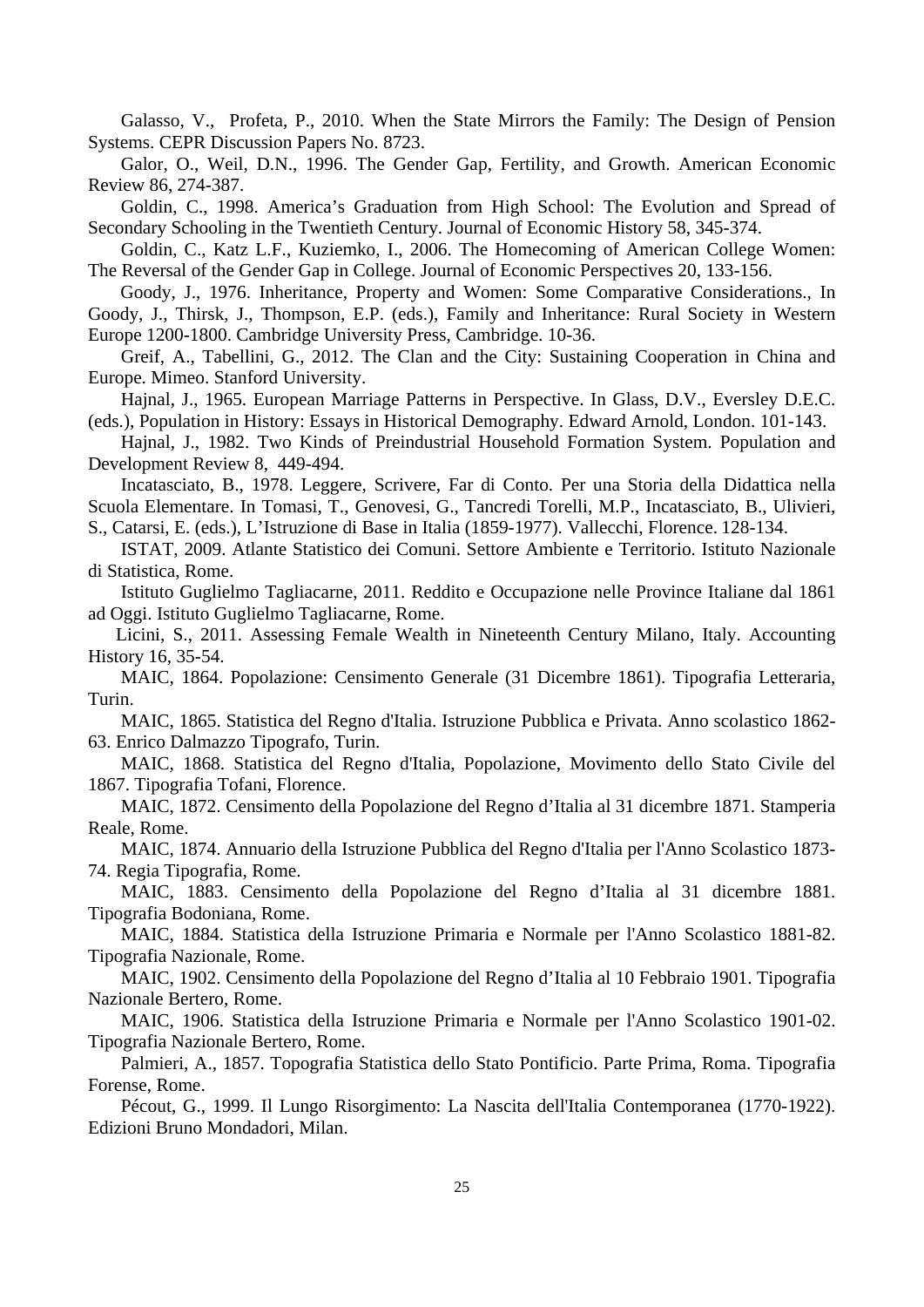Galasso, V., Profeta, P., 2010. When the State Mirrors the Family: The Design of Pension Systems. CEPR Discussion Papers No. 8723.

Galor, O., Weil, D.N., 1996. The Gender Gap, Fertility, and Growth. American Economic Review 86, 274-387.

Goldin, C., 1998. America's Graduation from High School: The Evolution and Spread of Secondary Schooling in the Twentieth Century. Journal of Economic History 58, 345-374.

Goldin, C., Katz L.F., Kuziemko, I., 2006. The Homecoming of American College Women: The Reversal of the Gender Gap in College. Journal of Economic Perspectives 20, 133-156.

Goody, J., 1976. Inheritance, Property and Women: Some Comparative Considerations., In Goody, J., Thirsk, J., Thompson, E.P. (eds.), Family and Inheritance: Rural Society in Western Europe 1200-1800. Cambridge University Press, Cambridge. 10-36.

Greif, A., Tabellini, G., 2012. The Clan and the City: Sustaining Cooperation in China and Europe. Mimeo. Stanford University.

Hajnal, J., 1965. European Marriage Patterns in Perspective. In Glass, D.V., Eversley D.E.C. (eds.), Population in History: Essays in Historical Demography. Edward Arnold, London. 101-143.

Hajnal, J., 1982. Two Kinds of Preindustrial Household Formation System. Population and Development Review 8, 449-494.

Incatasciato, B., 1978. Leggere, Scrivere, Far di Conto. Per una Storia della Didattica nella Scuola Elementare. In Tomasi, T., Genovesi, G., Tancredi Torelli, M.P., Incatasciato, B., Ulivieri, S., Catarsi, E. (eds.), L'Istruzione di Base in Italia (1859-1977). Vallecchi, Florence. 128-134.

ISTAT, 2009. Atlante Statistico dei Comuni. Settore Ambiente e Territorio. Istituto Nazionale di Statistica, Rome.

Istituto Guglielmo Tagliacarne, 2011. Reddito e Occupazione nelle Province Italiane dal 1861 ad Oggi. Istituto Guglielmo Tagliacarne, Rome.

Licini, S., 2011. Assessing Female Wealth in Nineteenth Century Milano, Italy. Accounting History 16, 35-54.

MAIC, 1864. Popolazione: Censimento Generale (31 Dicembre 1861). Tipografia Letteraria, Turin.

MAIC, 1865. Statistica del Regno d'Italia. Istruzione Pubblica e Privata. Anno scolastico 1862-63. Enrico Dalmazzo Tipografo, Turin.

MAIC, 1868. Statistica del Regno d'Italia, Popolazione, Movimento dello Stato Civile del 1867. Tipografia Tofani, Florence.

MAIC, 1872. Censimento della Popolazione del Regno d'Italia al 31 dicembre 1871. Stamperia Reale, Rome.

MAIC, 1874. Annuario della Istruzione Pubblica del Regno d'Italia per l'Anno Scolastico 1873-74. Regia Tipografia, Rome.

MAIC, 1883. Censimento della Popolazione del Regno d'Italia al 31 dicembre 1881. Tipografia Bodoniana, Rome.

MAIC, 1884. Statistica della Istruzione Primaria e Normale per l'Anno Scolastico 1881-82. Tipografia Nazionale, Rome.

MAIC, 1902. Censimento della Popolazione del Regno d'Italia al 10 Febbraio 1901. Tipografia Nazionale Bertero, Rome.

MAIC, 1906. Statistica della Istruzione Primaria e Normale per l'Anno Scolastico 1901-02. Tipografia Nazionale Bertero, Rome.

Palmieri, A., 1857. Topografia Statistica dello Stato Pontificio. Parte Prima, Roma. Tipografia Forense, Rome.

Pécout, G., 1999. Il Lungo Risorgimento: La Nascita dell'Italia Contemporanea (1770-1922). Edizioni Bruno Mondadori, Milan.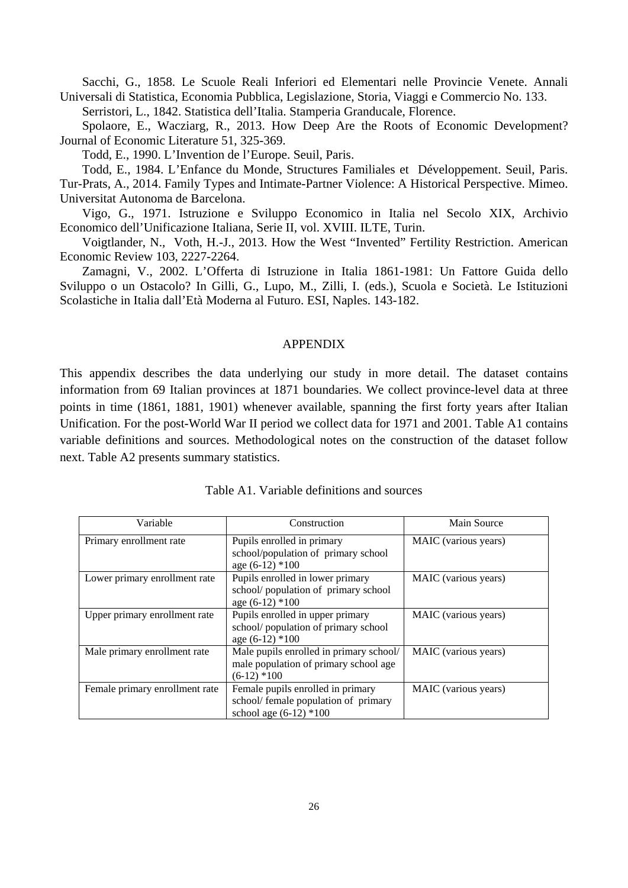Sacchi, G., 1858. Le Scuole Reali Inferiori ed Elementari nelle Provincie Venete. Annali Universali di Statistica, Economia Pubblica, Legislazione, Storia, Viaggi e Commercio No. 133.

Serristori, L., 1842. Statistica dell'Italia. Stamperia Granducale, Florence.

Spolaore, E., Wacziarg, R., 2013. How Deep Are the Roots of Economic Development? Journal of Economic Literature 51, 325-369.

Todd, E., 1990. L'Invention de l'Europe. Seuil, Paris.

Todd, E., 1984. L'Enfance du Monde, Structures Familiales et Développement. Seuil, Paris.

Tur-Prats, A., 2014. Family Types and Intimate-Partner Violence: A Historical Perspective. Mimeo. Universitat Autonoma de Barcelona.

Vigo, G., 1971. Istruzione e Sviluppo Economico in Italia nel Secolo XIX, Archivio Economico dell'Unificazione Italiana, Serie II, vol. XVIII. ILTE, Turin.

Voigtlander, N., Voth, H.-J., 2013. How the West "Invented" Fertility Restriction. American Economic Review 103, 2227-2264.

Zamagni, V., 2002. L'Offerta di Istruzione in Italia 1861-1981: Un Fattore Guida dello Sviluppo o un Ostacolo? In Gilli, G., Lupo, M., Zilli, I. (eds.), Scuola e Società. Le Istituzioni Scolastiche in Italia dall'Età Moderna al Futuro. ESI, Naples. 143-182.

## APPENDIX

This appendix describes the data underlying our study in more detail. The dataset contains information from 69 Italian provinces at 1871 boundaries. We collect province-level data at three points in time (1861, 1881, 1901) whenever available, spanning the first forty years after Italian Unification. For the post-World War II period we collect data for 1971 and 2001. Table A1 contains variable definitions and sources. Methodological notes on the construction of the dataset follow next. Table A2 presents summary statistics.

Table A1. Variable definitions and sources

| Variable | Construction | Main Source |
|---|---|---|
| Primary enrollment rate | Pupils enrolled in primary school/population of primary school age (6-12) *100 | MAIC (various years) |
| Lower primary enrollment rate | Pupils enrolled in lower primary school/ population of primary school age (6-12) *100 | MAIC (various years) |
| Upper primary enrollment rate | Pupils enrolled in upper primary school/ population of primary school age (6-12) *100 | MAIC (various years) |
| Male primary enrollment rate | Male pupils enrolled in primary school/ male population of primary school age (6-12) *100 | MAIC (various years) |
| Female primary enrollment rate | Female pupils enrolled in primary school/ female population of primary school age (6-12) *100 | MAIC (various years) |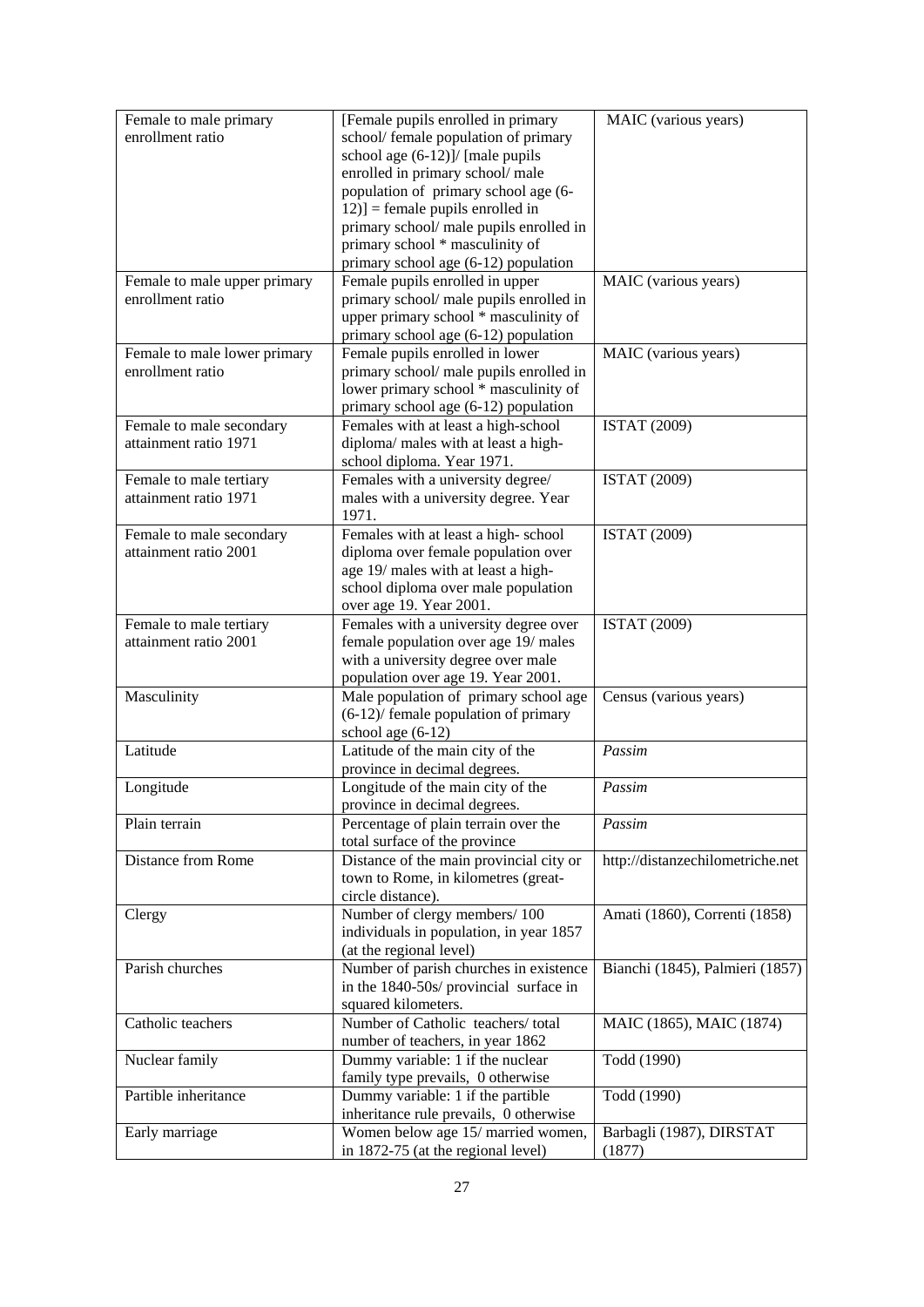| | | |
|---|---|---|
| Female to male primary enrollment ratio | [Female pupils enrolled in primary school/ female population of primary school age (6-12)]/ [male pupils enrolled in primary school/ male population of primary school age (6-12)] = female pupils enrolled in primary school/ male pupils enrolled in primary school * masculinity of primary school age (6-12) population | MAIC (various years) |
| Female to male upper primary enrollment ratio | Female pupils enrolled in upper primary school/ male pupils enrolled in upper primary school * masculinity of primary school age (6-12) population | MAIC (various years) |
| Female to male lower primary enrollment ratio | Female pupils enrolled in lower primary school/ male pupils enrolled in lower primary school * masculinity of primary school age (6-12) population | MAIC (various years) |
| Female to male secondary attainment ratio 1971 | Females with at least a high-school diploma/ males with at least a high-school diploma. Year 1971. | ISTAT (2009) |
| Female to male tertiary attainment ratio 1971 | Females with a university degree/ males with a university degree. Year 1971. | ISTAT (2009) |
| Female to male secondary attainment ratio 2001 | Females with at least a high- school diploma over female population over age 19/ males with at least a high-school diploma over male population over age 19. Year 2001. | ISTAT (2009) |
| Female to male tertiary attainment ratio 2001 | Females with a university degree over female population over age 19/ males with a university degree over male population over age 19. Year 2001. | ISTAT (2009) |
| Masculinity | Male population of primary school age (6-12)/ female population of primary school age (6-12) | Census (various years) |
| Latitude | Latitude of the main city of the province in decimal degrees. | *Passim* |
| Longitude | Longitude of the main city of the province in decimal degrees. | *Passim* |
| Plain terrain | Percentage of plain terrain over the total surface of the province | *Passim* |
| Distance from Rome | Distance of the main provincial city or town to Rome, in kilometres (great-circle distance). | http://distanzechilometriche.net |
| Clergy | Number of clergy members/ 100 individuals in population, in year 1857 (at the regional level) | Amati (1860), Correnti (1858) |
| Parish churches | Number of parish churches in existence in the 1840-50s/ provincial surface in squared kilometers. | Bianchi (1845), Palmieri (1857) |
| Catholic teachers | Number of Catholic teachers/ total number of teachers, in year 1862 | MAIC (1865), MAIC (1874) |
| Nuclear family | Dummy variable: 1 if the nuclear family type prevails, 0 otherwise | Todd (1990) |
| Partible inheritance | Dummy variable: 1 if the partible inheritance rule prevails, 0 otherwise | Todd (1990) |
| Early marriage | Women below age 15/ married women, in 1872-75 (at the regional level) | Barbagli (1987), DIRSTAT (1877) |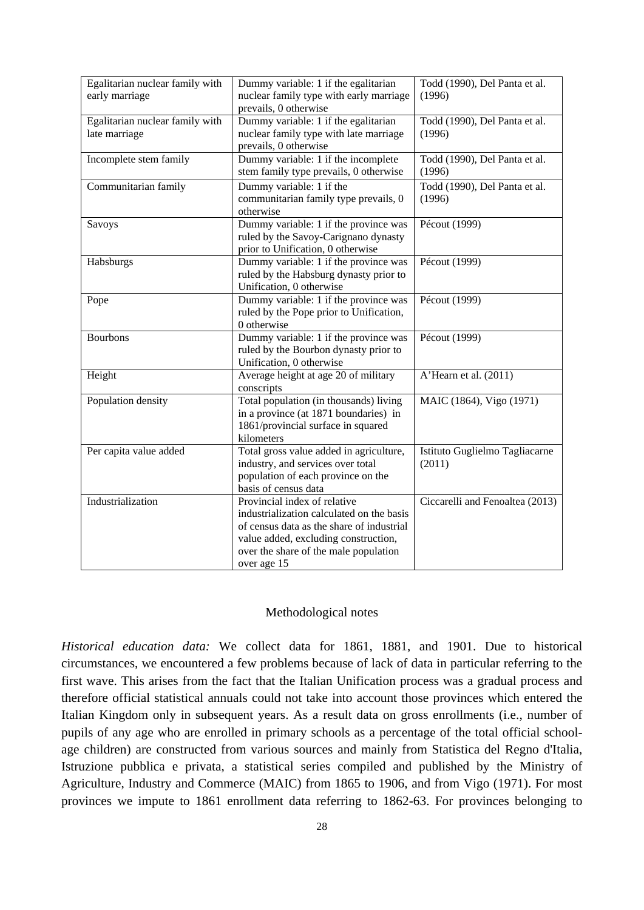| | | |
|---|---|---|
| Egalitarian nuclear family with early marriage | Dummy variable: 1 if the egalitarian nuclear family type with early marriage prevails, 0 otherwise | Todd (1990), Del Panta et al. (1996) |
| Egalitarian nuclear family with late marriage | Dummy variable: 1 if the egalitarian nuclear family type with late marriage prevails, 0 otherwise | Todd (1990), Del Panta et al. (1996) |
| Incomplete stem family | Dummy variable: 1 if the incomplete stem family type prevails, 0 otherwise | Todd (1990), Del Panta et al. (1996) |
| Communitarian family | Dummy variable: 1 if the communitarian family type prevails, 0 otherwise | Todd (1990), Del Panta et al. (1996) |
| Savoys | Dummy variable: 1 if the province was ruled by the Savoy-Carignano dynasty prior to Unification, 0 otherwise | Pécout (1999) |
| Habsburgs | Dummy variable: 1 if the province was ruled by the Habsburg dynasty prior to Unification, 0 otherwise | Pécout (1999) |
| Pope | Dummy variable: 1 if the province was ruled by the Pope prior to Unification, 0 otherwise | Pécout (1999) |
| Bourbons | Dummy variable: 1 if the province was ruled by the Bourbon dynasty prior to Unification, 0 otherwise | Pécout (1999) |
| Height | Average height at age 20 of military conscripts | A'Hearn et al. (2011) |
| Population density | Total population (in thousands) living in a province (at 1871 boundaries) in 1861/provincial surface in squared kilometers | MAIC (1864), Vigo (1971) |
| Per capita value added | Total gross value added in agriculture, industry, and services over total population of each province on the basis of census data | Istituto Guglielmo Tagliacarne (2011) |
| Industrialization | Provincial index of relative industrialization calculated on the basis of census data as the share of industrial value added, excluding construction, over the share of the male population over age 15 | Ciccarelli and Fenoaltea (2013) |

## Methodological notes

*Historical education data:* We collect data for 1861, 1881, and 1901. Due to historical circumstances, we encountered a few problems because of lack of data in particular referring to the first wave. This arises from the fact that the Italian Unification process was a gradual process and therefore official statistical annuals could not take into account those provinces which entered the Italian Kingdom only in subsequent years. As a result data on gross enrollments (i.e., number of pupils of any age who are enrolled in primary schools as a percentage of the total official school-age children) are constructed from various sources and mainly from Statistica del Regno d'Italia, Istruzione pubblica e privata, a statistical series compiled and published by the Ministry of Agriculture, Industry and Commerce (MAIC) from 1865 to 1906, and from Vigo (1971). For most provinces we impute to 1861 enrollment data referring to 1862-63. For provinces belonging to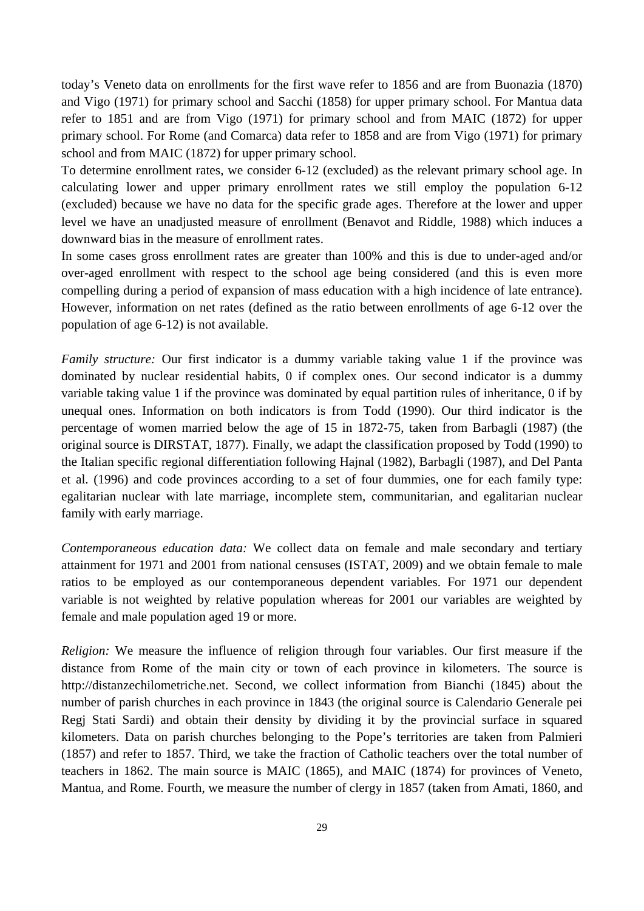today's Veneto data on enrollments for the first wave refer to 1856 and are from Buonazia (1870) and Vigo (1971) for primary school and Sacchi (1858) for upper primary school. For Mantua data refer to 1851 and are from Vigo (1971) for primary school and from MAIC (1872) for upper primary school. For Rome (and Comarca) data refer to 1858 and are from Vigo (1971) for primary school and from MAIC (1872) for upper primary school.

To determine enrollment rates, we consider 6-12 (excluded) as the relevant primary school age. In calculating lower and upper primary enrollment rates we still employ the population 6-12 (excluded) because we have no data for the specific grade ages. Therefore at the lower and upper level we have an unadjusted measure of enrollment (Benavot and Riddle, 1988) which induces a downward bias in the measure of enrollment rates.

In some cases gross enrollment rates are greater than 100% and this is due to under-aged and/or over-aged enrollment with respect to the school age being considered (and this is even more compelling during a period of expansion of mass education with a high incidence of late entrance). However, information on net rates (defined as the ratio between enrollments of age 6-12 over the population of age 6-12) is not available.

*Family structure:* Our first indicator is a dummy variable taking value 1 if the province was dominated by nuclear residential habits, 0 if complex ones. Our second indicator is a dummy variable taking value 1 if the province was dominated by equal partition rules of inheritance, 0 if by unequal ones. Information on both indicators is from Todd (1990). Our third indicator is the percentage of women married below the age of 15 in 1872-75, taken from Barbagli (1987) (the original source is DIRSTAT, 1877). Finally, we adapt the classification proposed by Todd (1990) to the Italian specific regional differentiation following Hajnal (1982), Barbagli (1987), and Del Panta et al. (1996) and code provinces according to a set of four dummies, one for each family type: egalitarian nuclear with late marriage, incomplete stem, communitarian, and egalitarian nuclear family with early marriage.

*Contemporaneous education data:* We collect data on female and male secondary and tertiary attainment for 1971 and 2001 from national censuses (ISTAT, 2009) and we obtain female to male ratios to be employed as our contemporaneous dependent variables. For 1971 our dependent variable is not weighted by relative population whereas for 2001 our variables are weighted by female and male population aged 19 or more.

*Religion:* We measure the influence of religion through four variables. Our first measure if the distance from Rome of the main city or town of each province in kilometers. The source is http://distanzechilometriche.net. Second, we collect information from Bianchi (1845) about the number of parish churches in each province in 1843 (the original source is Calendario Generale pei Regj Stati Sardi) and obtain their density by dividing it by the provincial surface in squared kilometers. Data on parish churches belonging to the Pope's territories are taken from Palmieri (1857) and refer to 1857. Third, we take the fraction of Catholic teachers over the total number of teachers in 1862. The main source is MAIC (1865), and MAIC (1874) for provinces of Veneto, Mantua, and Rome. Fourth, we measure the number of clergy in 1857 (taken from Amati, 1860, and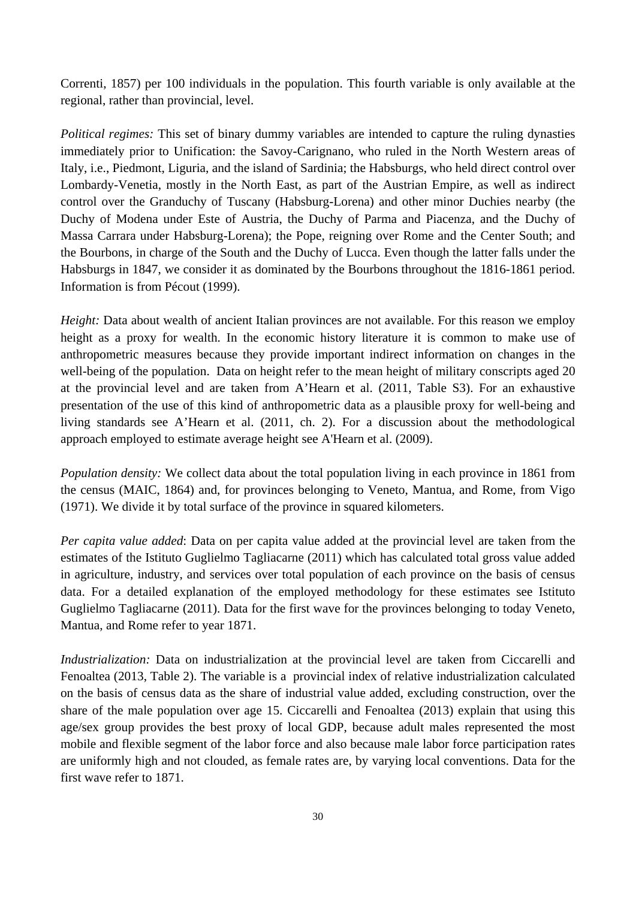Correnti, 1857) per 100 individuals in the population. This fourth variable is only available at the regional, rather than provincial, level.

*Political regimes:* This set of binary dummy variables are intended to capture the ruling dynasties immediately prior to Unification: the Savoy-Carignano, who ruled in the North Western areas of Italy, i.e., Piedmont, Liguria, and the island of Sardinia; the Habsburgs, who held direct control over Lombardy-Venetia, mostly in the North East, as part of the Austrian Empire, as well as indirect control over the Granduchy of Tuscany (Habsburg-Lorena) and other minor Duchies nearby (the Duchy of Modena under Este of Austria, the Duchy of Parma and Piacenza, and the Duchy of Massa Carrara under Habsburg-Lorena); the Pope, reigning over Rome and the Center South; and the Bourbons, in charge of the South and the Duchy of Lucca. Even though the latter falls under the Habsburgs in 1847, we consider it as dominated by the Bourbons throughout the 1816-1861 period. Information is from Pécout (1999).

*Height:* Data about wealth of ancient Italian provinces are not available. For this reason we employ height as a proxy for wealth. In the economic history literature it is common to make use of anthropometric measures because they provide important indirect information on changes in the well-being of the population. Data on height refer to the mean height of military conscripts aged 20 at the provincial level and are taken from A'Hearn et al. (2011, Table S3). For an exhaustive presentation of the use of this kind of anthropometric data as a plausible proxy for well-being and living standards see A'Hearn et al. (2011, ch. 2). For a discussion about the methodological approach employed to estimate average height see A'Hearn et al. (2009).

*Population density:* We collect data about the total population living in each province in 1861 from the census (MAIC, 1864) and, for provinces belonging to Veneto, Mantua, and Rome, from Vigo (1971). We divide it by total surface of the province in squared kilometers.

*Per capita value added*: Data on per capita value added at the provincial level are taken from the estimates of the Istituto Guglielmo Tagliacarne (2011) which has calculated total gross value added in agriculture, industry, and services over total population of each province on the basis of census data. For a detailed explanation of the employed methodology for these estimates see Istituto Guglielmo Tagliacarne (2011). Data for the first wave for the provinces belonging to today Veneto, Mantua, and Rome refer to year 1871.

*Industrialization:* Data on industrialization at the provincial level are taken from Ciccarelli and Fenoaltea (2013, Table 2). The variable is a provincial index of relative industrialization calculated on the basis of census data as the share of industrial value added, excluding construction, over the share of the male population over age 15. Ciccarelli and Fenoaltea (2013) explain that using this age/sex group provides the best proxy of local GDP, because adult males represented the most mobile and flexible segment of the labor force and also because male labor force participation rates are uniformly high and not clouded, as female rates are, by varying local conventions. Data for the first wave refer to 1871.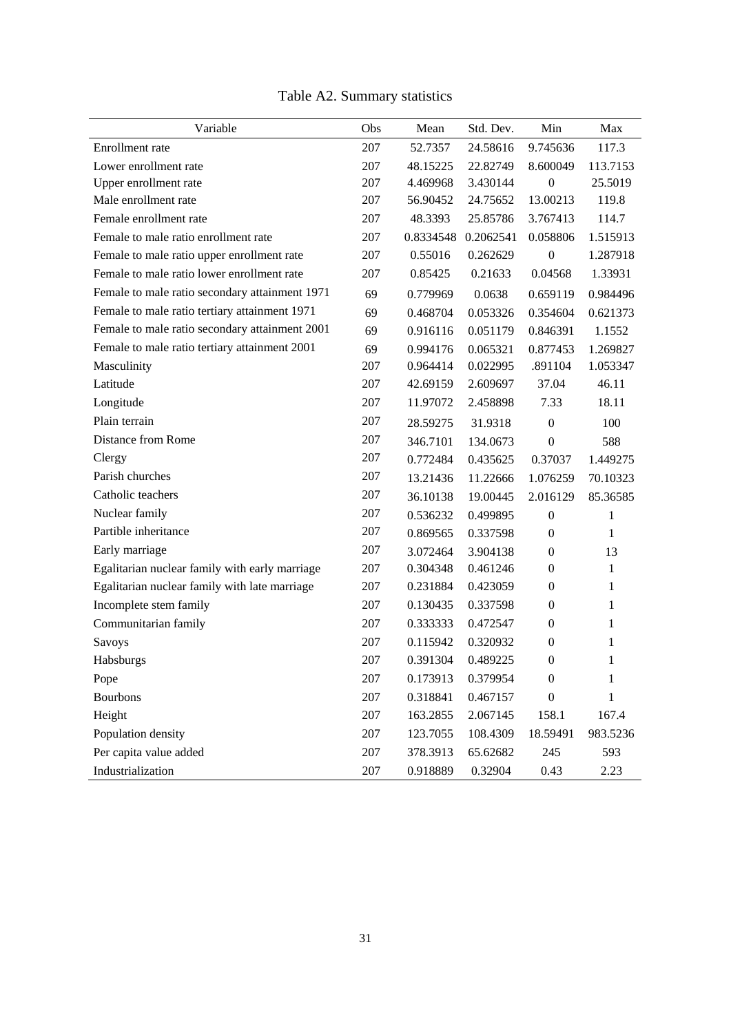# Table A2. Summary statistics

| Variable | Obs | Mean | Std. Dev. | Min | Max |
|---|---|---|---|---|---|
| Enrollment rate | 207 | 52.7357 | 24.58616 | 9.745636 | 117.3 |
| Lower enrollment rate | 207 | 48.15225 | 22.82749 | 8.600049 | 113.7153 |
| Upper enrollment rate | 207 | 4.469968 | 3.430144 | 0 | 25.5019 |
| Male enrollment rate | 207 | 56.90452 | 24.75652 | 13.00213 | 119.8 |
| Female enrollment rate | 207 | 48.3393 | 25.85786 | 3.767413 | 114.7 |
| Female to male ratio enrollment rate | 207 | 0.8334548 | 0.2062541 | 0.058806 | 1.515913 |
| Female to male ratio upper enrollment rate | 207 | 0.55016 | 0.262629 | 0 | 1.287918 |
| Female to male ratio lower enrollment rate | 207 | 0.85425 | 0.21633 | 0.04568 | 1.33931 |
| Female to male ratio secondary attainment 1971 | 69 | 0.779969 | 0.0638 | 0.659119 | 0.984496 |
| Female to male ratio tertiary attainment 1971 | 69 | 0.468704 | 0.053326 | 0.354604 | 0.621373 |
| Female to male ratio secondary attainment 2001 | 69 | 0.916116 | 0.051179 | 0.846391 | 1.1552 |
| Female to male ratio tertiary attainment 2001 | 69 | 0.994176 | 0.065321 | 0.877453 | 1.269827 |
| Masculinity | 207 | 0.964414 | 0.022995 | .891104 | 1.053347 |
| Latitude | 207 | 42.69159 | 2.609697 | 37.04 | 46.11 |
| Longitude | 207 | 11.97072 | 2.458898 | 7.33 | 18.11 |
| Plain terrain | 207 | 28.59275 | 31.9318 | 0 | 100 |
| Distance from Rome | 207 | 346.7101 | 134.0673 | 0 | 588 |
| Clergy | 207 | 0.772484 | 0.435625 | 0.37037 | 1.449275 |
| Parish churches | 207 | 13.21436 | 11.22666 | 1.076259 | 70.10323 |
| Catholic teachers | 207 | 36.10138 | 19.00445 | 2.016129 | 85.36585 |
| Nuclear family | 207 | 0.536232 | 0.499895 | 0 | 1 |
| Partible inheritance | 207 | 0.869565 | 0.337598 | 0 | 1 |
| Early marriage | 207 | 3.072464 | 3.904138 | 0 | 13 |
| Egalitarian nuclear family with early marriage | 207 | 0.304348 | 0.461246 | 0 | 1 |
| Egalitarian nuclear family with late marriage | 207 | 0.231884 | 0.423059 | 0 | 1 |
| Incomplete stem family | 207 | 0.130435 | 0.337598 | 0 | 1 |
| Communitarian family | 207 | 0.333333 | 0.472547 | 0 | 1 |
| Savoys | 207 | 0.115942 | 0.320932 | 0 | 1 |
| Habsburgs | 207 | 0.391304 | 0.489225 | 0 | 1 |
| Pope | 207 | 0.173913 | 0.379954 | 0 | 1 |
| Bourbons | 207 | 0.318841 | 0.467157 | 0 | 1 |
| Height | 207 | 163.2855 | 2.067145 | 158.1 | 167.4 |
| Population density | 207 | 123.7055 | 108.4309 | 18.59491 | 983.5236 |
| Per capita value added | 207 | 378.3913 | 65.62682 | 245 | 593 |
| Industrialization | 207 | 0.918889 | 0.32904 | 0.43 | 2.23 |